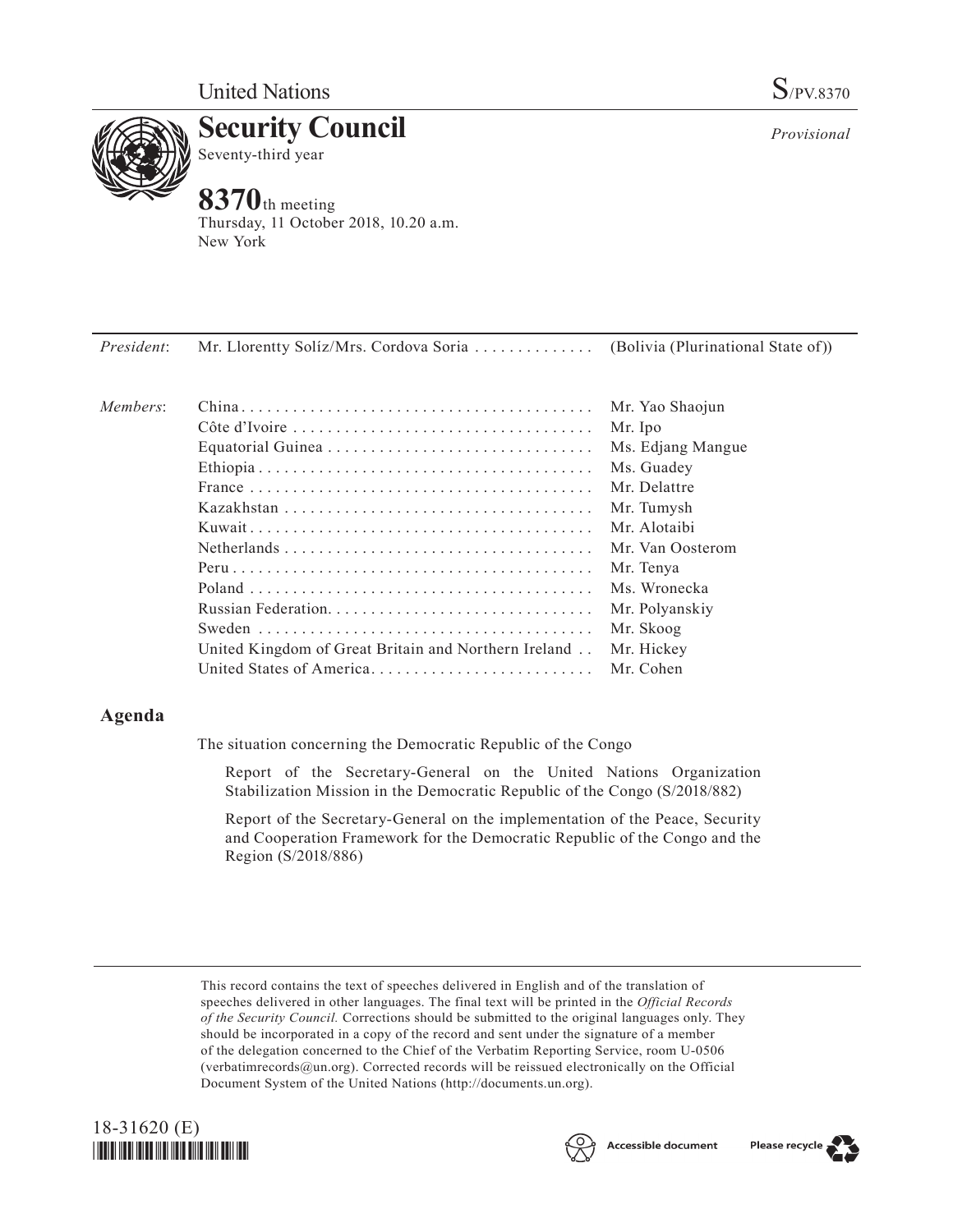United Nations

S/PV.8370

# Security Council

Seventy-third year

*Provisional*

## 8370th meeting

Thursday, 11 October 2018, 10.20 a.m.
New York

| | | |
|---|---|---|
| *President*: | Mr. Llorentty Solíz/Mrs. Cordova Soria | (Bolivia (Plurinational State of)) |
| *Members*: | China | Mr. Yao Shaojun |
| | Côte d'Ivoire | Mr. Ipo |
| | Equatorial Guinea | Ms. Edjang Mangue |
| | Ethiopia | Ms. Guadey |
| | France | Mr. Delattre |
| | Kazakhstan | Mr. Tumysh |
| | Kuwait | Mr. Alotaibi |
| | Netherlands | Mr. Van Oosterom |
| | Peru | Mr. Tenya |
| | Poland | Ms. Wronecka |
| | Russian Federation | Mr. Polyanskiy |
| | Sweden | Mr. Skoog |
| | United Kingdom of Great Britain and Northern Ireland | Mr. Hickey |
| | United States of America | Mr. Cohen |

## Agenda

The situation concerning the Democratic Republic of the Congo

Report of the Secretary-General on the United Nations Organization Stabilization Mission in the Democratic Republic of the Congo (S/2018/882)

Report of the Secretary-General on the implementation of the Peace, Security and Cooperation Framework for the Democratic Republic of the Congo and the Region (S/2018/886)

This record contains the text of speeches delivered in English and of the translation of speeches delivered in other languages. The final text will be printed in the *Official Records of the Security Council.* Corrections should be submitted to the original languages only. They should be incorporated in a copy of the record and sent under the signature of a member of the delegation concerned to the Chief of the Verbatim Reporting Service, room U-0506 (verbatimrecords@un.org). Corrected records will be reissued electronically on the Official Document System of the United Nations (http://documents.un.org).

18-31620 (E)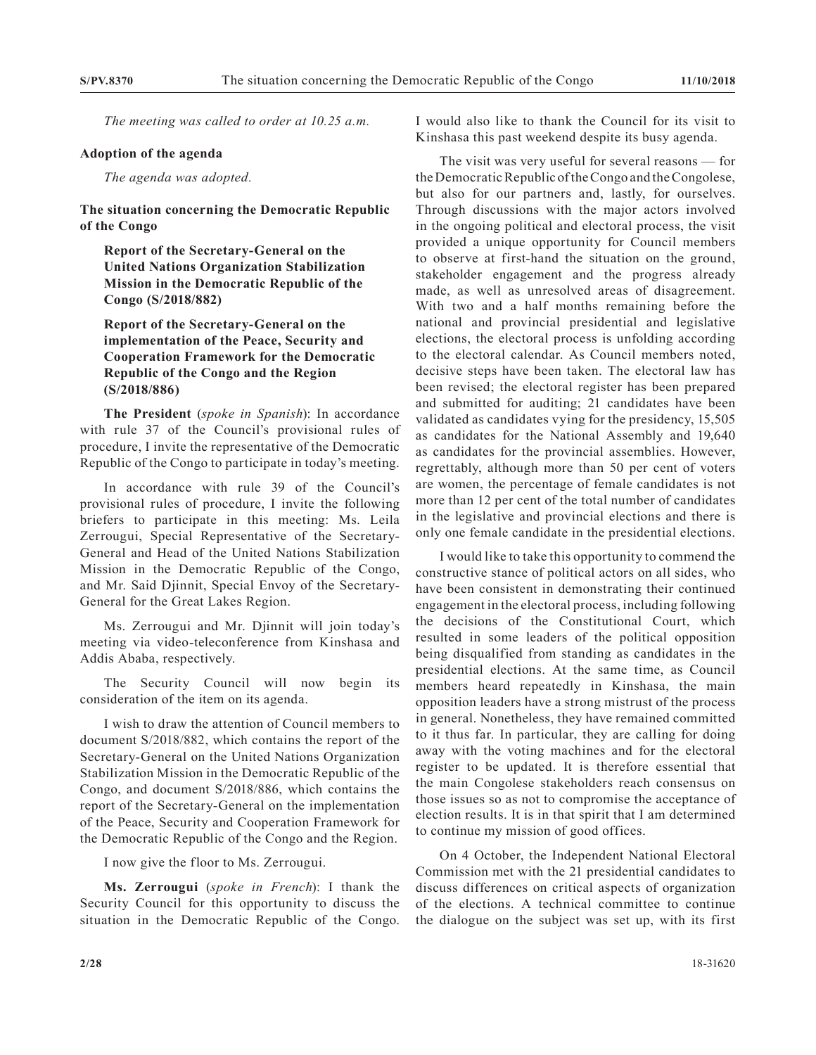*The meeting was called to order at 10.25 a.m.*

**Adoption of the agenda**

*The agenda was adopted.*

**The situation concerning the Democratic Republic of the Congo**

**Report of the Secretary-General on the United Nations Organization Stabilization Mission in the Democratic Republic of the Congo (S/2018/882)**

**Report of the Secretary-General on the implementation of the Peace, Security and Cooperation Framework for the Democratic Republic of the Congo and the Region (S/2018/886)**

**The President** (*spoke in Spanish*): In accordance with rule 37 of the Council's provisional rules of procedure, I invite the representative of the Democratic Republic of the Congo to participate in today's meeting.

In accordance with rule 39 of the Council's provisional rules of procedure, I invite the following briefers to participate in this meeting: Ms. Leila Zerrougui, Special Representative of the Secretary-General and Head of the United Nations Stabilization Mission in the Democratic Republic of the Congo, and Mr. Said Djinnit, Special Envoy of the Secretary-General for the Great Lakes Region.

Ms. Zerrougui and Mr. Djinnit will join today's meeting via video-teleconference from Kinshasa and Addis Ababa, respectively.

The Security Council will now begin its consideration of the item on its agenda.

I wish to draw the attention of Council members to document S/2018/882, which contains the report of the Secretary-General on the United Nations Organization Stabilization Mission in the Democratic Republic of the Congo, and document S/2018/886, which contains the report of the Secretary-General on the implementation of the Peace, Security and Cooperation Framework for the Democratic Republic of the Congo and the Region.

I now give the floor to Ms. Zerrougui.

**Ms. Zerrougui** (*spoke in French*): I thank the Security Council for this opportunity to discuss the situation in the Democratic Republic of the Congo. I would also like to thank the Council for its visit to Kinshasa this past weekend despite its busy agenda.

The visit was very useful for several reasons — for the Democratic Republic of the Congo and the Congolese, but also for our partners and, lastly, for ourselves. Through discussions with the major actors involved in the ongoing political and electoral process, the visit provided a unique opportunity for Council members to observe at first-hand the situation on the ground, stakeholder engagement and the progress already made, as well as unresolved areas of disagreement. With two and a half months remaining before the national and provincial presidential and legislative elections, the electoral process is unfolding according to the electoral calendar. As Council members noted, decisive steps have been taken. The electoral law has been revised; the electoral register has been prepared and submitted for auditing; 21 candidates have been validated as candidates vying for the presidency, 15,505 as candidates for the National Assembly and 19,640 as candidates for the provincial assemblies. However, regrettably, although more than 50 per cent of voters are women, the percentage of female candidates is not more than 12 per cent of the total number of candidates in the legislative and provincial elections and there is only one female candidate in the presidential elections.

I would like to take this opportunity to commend the constructive stance of political actors on all sides, who have been consistent in demonstrating their continued engagement in the electoral process, including following the decisions of the Constitutional Court, which resulted in some leaders of the political opposition being disqualified from standing as candidates in the presidential elections. At the same time, as Council members heard repeatedly in Kinshasa, the main opposition leaders have a strong mistrust of the process in general. Nonetheless, they have remained committed to it thus far. In particular, they are calling for doing away with the voting machines and for the electoral register to be updated. It is therefore essential that the main Congolese stakeholders reach consensus on those issues so as not to compromise the acceptance of election results. It is in that spirit that I am determined to continue my mission of good offices.

On 4 October, the Independent National Electoral Commission met with the 21 presidential candidates to discuss differences on critical aspects of organization of the elections. A technical committee to continue the dialogue on the subject was set up, with its first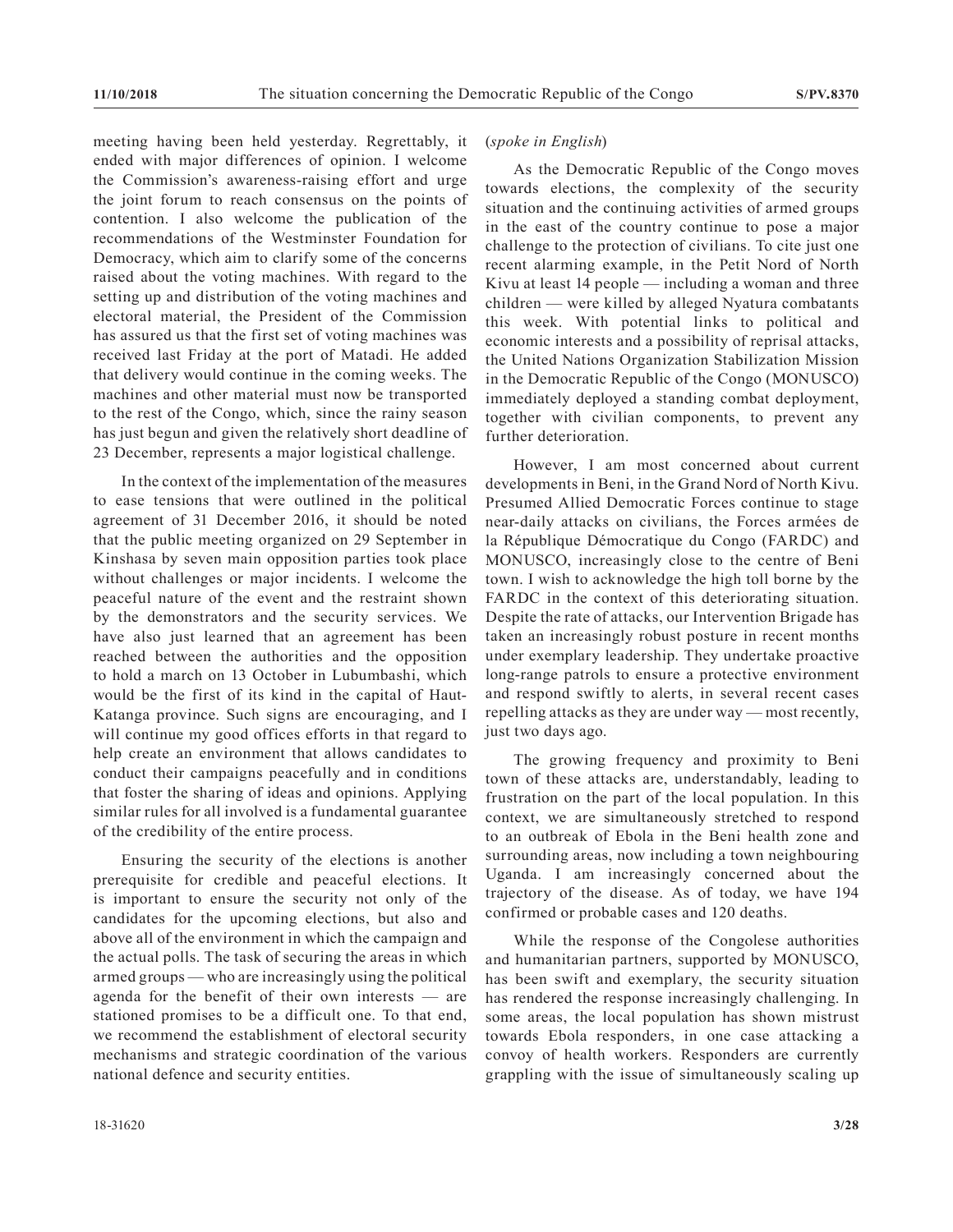meeting having been held yesterday. Regrettably, it ended with major differences of opinion. I welcome the Commission's awareness-raising effort and urge the joint forum to reach consensus on the points of contention. I also welcome the publication of the recommendations of the Westminster Foundation for Democracy, which aim to clarify some of the concerns raised about the voting machines. With regard to the setting up and distribution of the voting machines and electoral material, the President of the Commission has assured us that the first set of voting machines was received last Friday at the port of Matadi. He added that delivery would continue in the coming weeks. The machines and other material must now be transported to the rest of the Congo, which, since the rainy season has just begun and given the relatively short deadline of 23 December, represents a major logistical challenge.

In the context of the implementation of the measures to ease tensions that were outlined in the political agreement of 31 December 2016, it should be noted that the public meeting organized on 29 September in Kinshasa by seven main opposition parties took place without challenges or major incidents. I welcome the peaceful nature of the event and the restraint shown by the demonstrators and the security services. We have also just learned that an agreement has been reached between the authorities and the opposition to hold a march on 13 October in Lubumbashi, which would be the first of its kind in the capital of Haut-Katanga province. Such signs are encouraging, and I will continue my good offices efforts in that regard to help create an environment that allows candidates to conduct their campaigns peacefully and in conditions that foster the sharing of ideas and opinions. Applying similar rules for all involved is a fundamental guarantee of the credibility of the entire process.

Ensuring the security of the elections is another prerequisite for credible and peaceful elections. It is important to ensure the security not only of the candidates for the upcoming elections, but also and above all of the environment in which the campaign and the actual polls. The task of securing the areas in which armed groups — who are increasingly using the political agenda for the benefit of their own interests — are stationed promises to be a difficult one. To that end, we recommend the establishment of electoral security mechanisms and strategic coordination of the various national defence and security entities.

(*spoke in English*)

As the Democratic Republic of the Congo moves towards elections, the complexity of the security situation and the continuing activities of armed groups in the east of the country continue to pose a major challenge to the protection of civilians. To cite just one recent alarming example, in the Petit Nord of North Kivu at least 14 people — including a woman and three children — were killed by alleged Nyatura combatants this week. With potential links to political and economic interests and a possibility of reprisal attacks, the United Nations Organization Stabilization Mission in the Democratic Republic of the Congo (MONUSCO) immediately deployed a standing combat deployment, together with civilian components, to prevent any further deterioration.

However, I am most concerned about current developments in Beni, in the Grand Nord of North Kivu. Presumed Allied Democratic Forces continue to stage near-daily attacks on civilians, the Forces armées de la République Démocratique du Congo (FARDC) and MONUSCO, increasingly close to the centre of Beni town. I wish to acknowledge the high toll borne by the FARDC in the context of this deteriorating situation. Despite the rate of attacks, our Intervention Brigade has taken an increasingly robust posture in recent months under exemplary leadership. They undertake proactive long-range patrols to ensure a protective environment and respond swiftly to alerts, in several recent cases repelling attacks as they are under way — most recently, just two days ago.

The growing frequency and proximity to Beni town of these attacks are, understandably, leading to frustration on the part of the local population. In this context, we are simultaneously stretched to respond to an outbreak of Ebola in the Beni health zone and surrounding areas, now including a town neighbouring Uganda. I am increasingly concerned about the trajectory of the disease. As of today, we have 194 confirmed or probable cases and 120 deaths.

While the response of the Congolese authorities and humanitarian partners, supported by MONUSCO, has been swift and exemplary, the security situation has rendered the response increasingly challenging. In some areas, the local population has shown mistrust towards Ebola responders, in one case attacking a convoy of health workers. Responders are currently grappling with the issue of simultaneously scaling up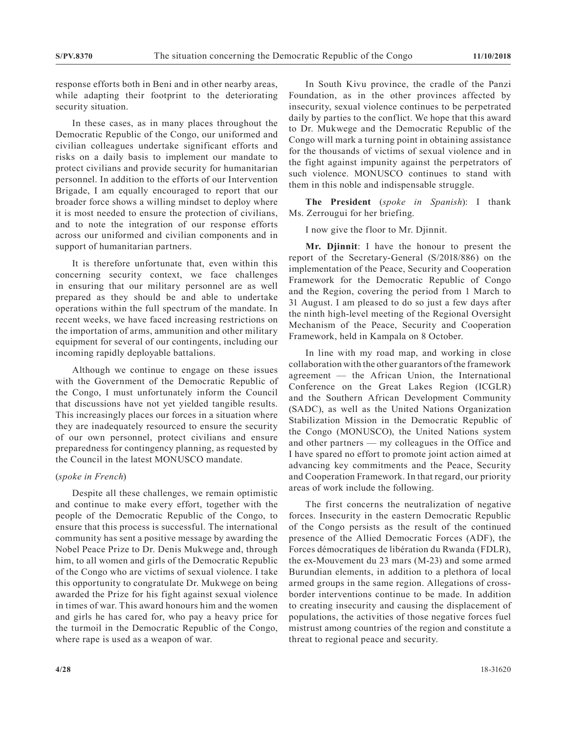response efforts both in Beni and in other nearby areas, while adapting their footprint to the deteriorating security situation.

In these cases, as in many places throughout the Democratic Republic of the Congo, our uniformed and civilian colleagues undertake significant efforts and risks on a daily basis to implement our mandate to protect civilians and provide security for humanitarian personnel. In addition to the efforts of our Intervention Brigade, I am equally encouraged to report that our broader force shows a willing mindset to deploy where it is most needed to ensure the protection of civilians, and to note the integration of our response efforts across our uniformed and civilian components and in support of humanitarian partners.

It is therefore unfortunate that, even within this concerning security context, we face challenges in ensuring that our military personnel are as well prepared as they should be and able to undertake operations within the full spectrum of the mandate. In recent weeks, we have faced increasing restrictions on the importation of arms, ammunition and other military equipment for several of our contingents, including our incoming rapidly deployable battalions.

Although we continue to engage on these issues with the Government of the Democratic Republic of the Congo, I must unfortunately inform the Council that discussions have not yet yielded tangible results. This increasingly places our forces in a situation where they are inadequately resourced to ensure the security of our own personnel, protect civilians and ensure preparedness for contingency planning, as requested by the Council in the latest MONUSCO mandate.

(*spoke in French*)

Despite all these challenges, we remain optimistic and continue to make every effort, together with the people of the Democratic Republic of the Congo, to ensure that this process is successful. The international community has sent a positive message by awarding the Nobel Peace Prize to Dr. Denis Mukwege and, through him, to all women and girls of the Democratic Republic of the Congo who are victims of sexual violence. I take this opportunity to congratulate Dr. Mukwege on being awarded the Prize for his fight against sexual violence in times of war. This award honours him and the women and girls he has cared for, who pay a heavy price for the turmoil in the Democratic Republic of the Congo, where rape is used as a weapon of war.

In South Kivu province, the cradle of the Panzi Foundation, as in the other provinces affected by insecurity, sexual violence continues to be perpetrated daily by parties to the conflict. We hope that this award to Dr. Mukwege and the Democratic Republic of the Congo will mark a turning point in obtaining assistance for the thousands of victims of sexual violence and in the fight against impunity against the perpetrators of such violence. MONUSCO continues to stand with them in this noble and indispensable struggle.

**The President** (*spoke in Spanish*): I thank Ms. Zerrougui for her briefing.

I now give the floor to Mr. Djinnit.

**Mr. Djinnit**: I have the honour to present the report of the Secretary-General (S/2018/886) on the implementation of the Peace, Security and Cooperation Framework for the Democratic Republic of Congo and the Region, covering the period from 1 March to 31 August. I am pleased to do so just a few days after the ninth high-level meeting of the Regional Oversight Mechanism of the Peace, Security and Cooperation Framework, held in Kampala on 8 October.

In line with my road map, and working in close collaboration with the other guarantors of the framework agreement — the African Union, the International Conference on the Great Lakes Region (ICGLR) and the Southern African Development Community (SADC), as well as the United Nations Organization Stabilization Mission in the Democratic Republic of the Congo (MONUSCO), the United Nations system and other partners — my colleagues in the Office and I have spared no effort to promote joint action aimed at advancing key commitments and the Peace, Security and Cooperation Framework. In that regard, our priority areas of work include the following.

The first concerns the neutralization of negative forces. Insecurity in the eastern Democratic Republic of the Congo persists as the result of the continued presence of the Allied Democratic Forces (ADF), the Forces démocratiques de libération du Rwanda (FDLR), the ex-Mouvement du 23 mars (M-23) and some armed Burundian elements, in addition to a plethora of local armed groups in the same region. Allegations of cross-border interventions continue to be made. In addition to creating insecurity and causing the displacement of populations, the activities of those negative forces fuel mistrust among countries of the region and constitute a threat to regional peace and security.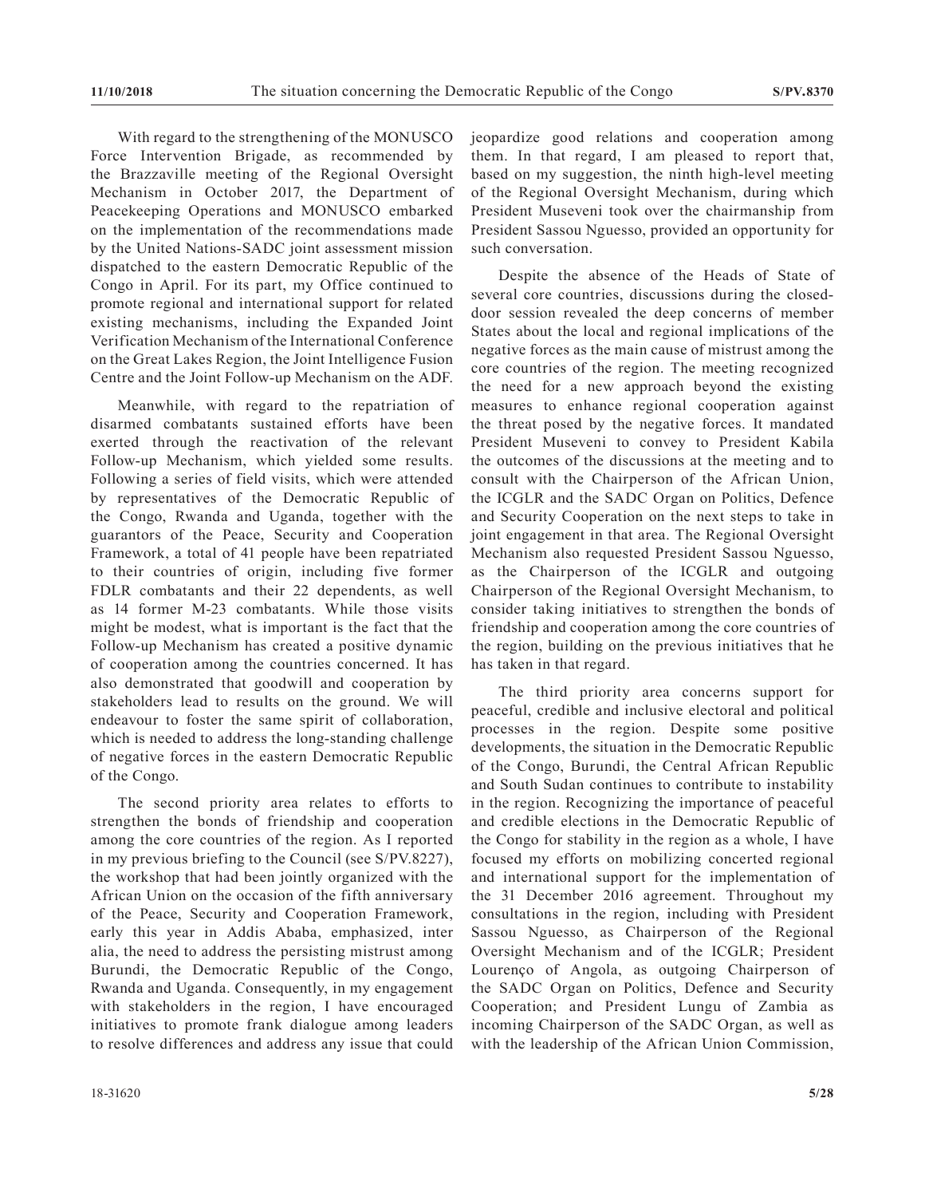With regard to the strengthening of the MONUSCO Force Intervention Brigade, as recommended by the Brazzaville meeting of the Regional Oversight Mechanism in October 2017, the Department of Peacekeeping Operations and MONUSCO embarked on the implementation of the recommendations made by the United Nations-SADC joint assessment mission dispatched to the eastern Democratic Republic of the Congo in April. For its part, my Office continued to promote regional and international support for related existing mechanisms, including the Expanded Joint Verification Mechanism of the International Conference on the Great Lakes Region, the Joint Intelligence Fusion Centre and the Joint Follow-up Mechanism on the ADF.

Meanwhile, with regard to the repatriation of disarmed combatants sustained efforts have been exerted through the reactivation of the relevant Follow-up Mechanism, which yielded some results. Following a series of field visits, which were attended by representatives of the Democratic Republic of the Congo, Rwanda and Uganda, together with the guarantors of the Peace, Security and Cooperation Framework, a total of 41 people have been repatriated to their countries of origin, including five former FDLR combatants and their 22 dependents, as well as 14 former M-23 combatants. While those visits might be modest, what is important is the fact that the Follow-up Mechanism has created a positive dynamic of cooperation among the countries concerned. It has also demonstrated that goodwill and cooperation by stakeholders lead to results on the ground. We will endeavour to foster the same spirit of collaboration, which is needed to address the long-standing challenge of negative forces in the eastern Democratic Republic of the Congo.

The second priority area relates to efforts to strengthen the bonds of friendship and cooperation among the core countries of the region. As I reported in my previous briefing to the Council (see S/PV.8227), the workshop that had been jointly organized with the African Union on the occasion of the fifth anniversary of the Peace, Security and Cooperation Framework, early this year in Addis Ababa, emphasized, inter alia, the need to address the persisting mistrust among Burundi, the Democratic Republic of the Congo, Rwanda and Uganda. Consequently, in my engagement with stakeholders in the region, I have encouraged initiatives to promote frank dialogue among leaders to resolve differences and address any issue that could jeopardize good relations and cooperation among them. In that regard, I am pleased to report that, based on my suggestion, the ninth high-level meeting of the Regional Oversight Mechanism, during which President Museveni took over the chairmanship from President Sassou Nguesso, provided an opportunity for such conversation.

Despite the absence of the Heads of State of several core countries, discussions during the closed-door session revealed the deep concerns of member States about the local and regional implications of the negative forces as the main cause of mistrust among the core countries of the region. The meeting recognized the need for a new approach beyond the existing measures to enhance regional cooperation against the threat posed by the negative forces. It mandated President Museveni to convey to President Kabila the outcomes of the discussions at the meeting and to consult with the Chairperson of the African Union, the ICGLR and the SADC Organ on Politics, Defence and Security Cooperation on the next steps to take in joint engagement in that area. The Regional Oversight Mechanism also requested President Sassou Nguesso, as the Chairperson of the ICGLR and outgoing Chairperson of the Regional Oversight Mechanism, to consider taking initiatives to strengthen the bonds of friendship and cooperation among the core countries of the region, building on the previous initiatives that he has taken in that regard.

The third priority area concerns support for peaceful, credible and inclusive electoral and political processes in the region. Despite some positive developments, the situation in the Democratic Republic of the Congo, Burundi, the Central African Republic and South Sudan continues to contribute to instability in the region. Recognizing the importance of peaceful and credible elections in the Democratic Republic of the Congo for stability in the region as a whole, I have focused my efforts on mobilizing concerted regional and international support for the implementation of the 31 December 2016 agreement. Throughout my consultations in the region, including with President Sassou Nguesso, as Chairperson of the Regional Oversight Mechanism and of the ICGLR; President Lourenço of Angola, as outgoing Chairperson of the SADC Organ on Politics, Defence and Security Cooperation; and President Lungu of Zambia as incoming Chairperson of the SADC Organ, as well as with the leadership of the African Union Commission,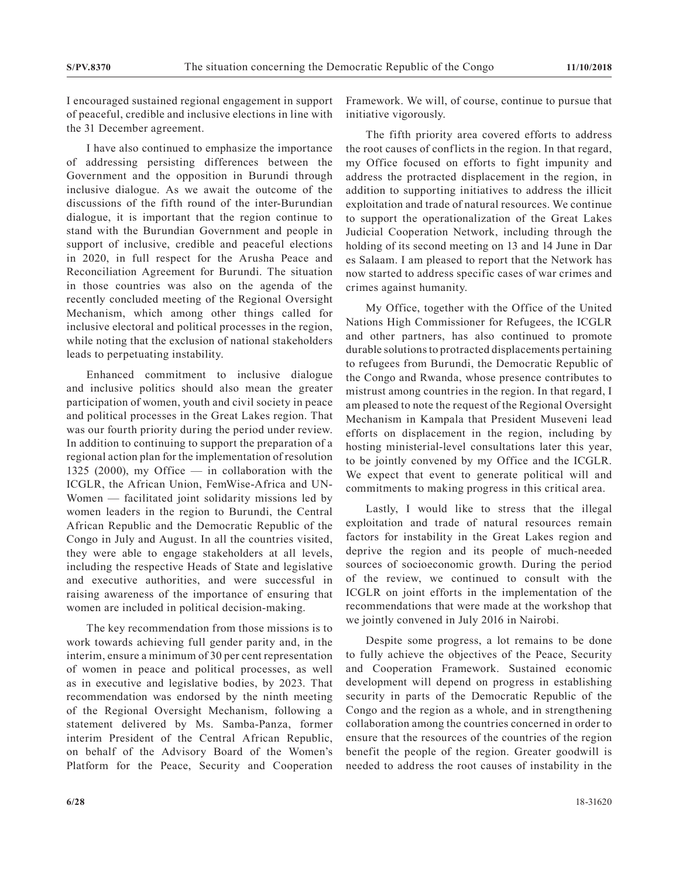I encouraged sustained regional engagement in support of peaceful, credible and inclusive elections in line with the 31 December agreement.

I have also continued to emphasize the importance of addressing persisting differences between the Government and the opposition in Burundi through inclusive dialogue. As we await the outcome of the discussions of the fifth round of the inter-Burundian dialogue, it is important that the region continue to stand with the Burundian Government and people in support of inclusive, credible and peaceful elections in 2020, in full respect for the Arusha Peace and Reconciliation Agreement for Burundi. The situation in those countries was also on the agenda of the recently concluded meeting of the Regional Oversight Mechanism, which among other things called for inclusive electoral and political processes in the region, while noting that the exclusion of national stakeholders leads to perpetuating instability.

Enhanced commitment to inclusive dialogue and inclusive politics should also mean the greater participation of women, youth and civil society in peace and political processes in the Great Lakes region. That was our fourth priority during the period under review. In addition to continuing to support the preparation of a regional action plan for the implementation of resolution 1325 (2000), my Office — in collaboration with the ICGLR, the African Union, FemWise-Africa and UN-Women — facilitated joint solidarity missions led by women leaders in the region to Burundi, the Central African Republic and the Democratic Republic of the Congo in July and August. In all the countries visited, they were able to engage stakeholders at all levels, including the respective Heads of State and legislative and executive authorities, and were successful in raising awareness of the importance of ensuring that women are included in political decision-making.

The key recommendation from those missions is to work towards achieving full gender parity and, in the interim, ensure a minimum of 30 per cent representation of women in peace and political processes, as well as in executive and legislative bodies, by 2023. That recommendation was endorsed by the ninth meeting of the Regional Oversight Mechanism, following a statement delivered by Ms. Samba-Panza, former interim President of the Central African Republic, on behalf of the Advisory Board of the Women's Platform for the Peace, Security and Cooperation Framework. We will, of course, continue to pursue that initiative vigorously.

The fifth priority area covered efforts to address the root causes of conflicts in the region. In that regard, my Office focused on efforts to fight impunity and address the protracted displacement in the region, in addition to supporting initiatives to address the illicit exploitation and trade of natural resources. We continue to support the operationalization of the Great Lakes Judicial Cooperation Network, including through the holding of its second meeting on 13 and 14 June in Dar es Salaam. I am pleased to report that the Network has now started to address specific cases of war crimes and crimes against humanity.

My Office, together with the Office of the United Nations High Commissioner for Refugees, the ICGLR and other partners, has also continued to promote durable solutions to protracted displacements pertaining to refugees from Burundi, the Democratic Republic of the Congo and Rwanda, whose presence contributes to mistrust among countries in the region. In that regard, I am pleased to note the request of the Regional Oversight Mechanism in Kampala that President Museveni lead efforts on displacement in the region, including by hosting ministerial-level consultations later this year, to be jointly convened by my Office and the ICGLR. We expect that event to generate political will and commitments to making progress in this critical area.

Lastly, I would like to stress that the illegal exploitation and trade of natural resources remain factors for instability in the Great Lakes region and deprive the region and its people of much-needed sources of socioeconomic growth. During the period of the review, we continued to consult with the ICGLR on joint efforts in the implementation of the recommendations that were made at the workshop that we jointly convened in July 2016 in Nairobi.

Despite some progress, a lot remains to be done to fully achieve the objectives of the Peace, Security and Cooperation Framework. Sustained economic development will depend on progress in establishing security in parts of the Democratic Republic of the Congo and the region as a whole, and in strengthening collaboration among the countries concerned in order to ensure that the resources of the countries of the region benefit the people of the region. Greater goodwill is needed to address the root causes of instability in the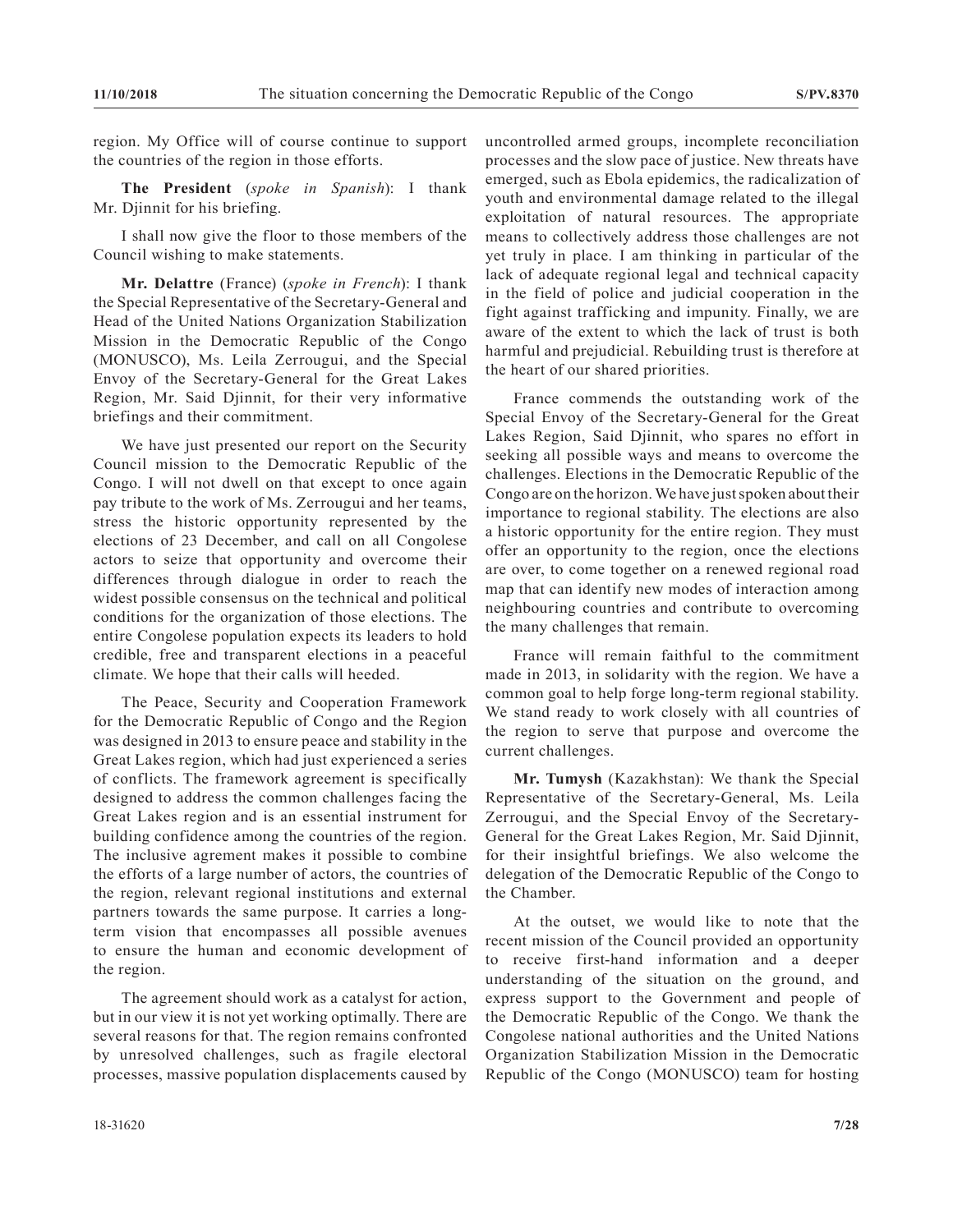region. My Office will of course continue to support the countries of the region in those efforts.

**The President** (*spoke in Spanish*): I thank Mr. Djinnit for his briefing.

I shall now give the floor to those members of the Council wishing to make statements.

**Mr. Delattre** (France) (*spoke in French*): I thank the Special Representative of the Secretary-General and Head of the United Nations Organization Stabilization Mission in the Democratic Republic of the Congo (MONUSCO), Ms. Leila Zerrougui, and the Special Envoy of the Secretary-General for the Great Lakes Region, Mr. Said Djinnit, for their very informative briefings and their commitment.

We have just presented our report on the Security Council mission to the Democratic Republic of the Congo. I will not dwell on that except to once again pay tribute to the work of Ms. Zerrougui and her teams, stress the historic opportunity represented by the elections of 23 December, and call on all Congolese actors to seize that opportunity and overcome their differences through dialogue in order to reach the widest possible consensus on the technical and political conditions for the organization of those elections. The entire Congolese population expects its leaders to hold credible, free and transparent elections in a peaceful climate. We hope that their calls will heeded.

The Peace, Security and Cooperation Framework for the Democratic Republic of Congo and the Region was designed in 2013 to ensure peace and stability in the Great Lakes region, which had just experienced a series of conflicts. The framework agreement is specifically designed to address the common challenges facing the Great Lakes region and is an essential instrument for building confidence among the countries of the region. The inclusive agrement makes it possible to combine the efforts of a large number of actors, the countries of the region, relevant regional institutions and external partners towards the same purpose. It carries a long-term vision that encompasses all possible avenues to ensure the human and economic development of the region.

The agreement should work as a catalyst for action, but in our view it is not yet working optimally. There are several reasons for that. The region remains confronted by unresolved challenges, such as fragile electoral processes, massive population displacements caused by uncontrolled armed groups, incomplete reconciliation processes and the slow pace of justice. New threats have emerged, such as Ebola epidemics, the radicalization of youth and environmental damage related to the illegal exploitation of natural resources. The appropriate means to collectively address those challenges are not yet truly in place. I am thinking in particular of the lack of adequate regional legal and technical capacity in the field of police and judicial cooperation in the fight against trafficking and impunity. Finally, we are aware of the extent to which the lack of trust is both harmful and prejudicial. Rebuilding trust is therefore at the heart of our shared priorities.

France commends the outstanding work of the Special Envoy of the Secretary-General for the Great Lakes Region, Said Djinnit, who spares no effort in seeking all possible ways and means to overcome the challenges. Elections in the Democratic Republic of the Congo are on the horizon. We have just spoken about their importance to regional stability. The elections are also a historic opportunity for the entire region. They must offer an opportunity to the region, once the elections are over, to come together on a renewed regional road map that can identify new modes of interaction among neighbouring countries and contribute to overcoming the many challenges that remain.

France will remain faithful to the commitment made in 2013, in solidarity with the region. We have a common goal to help forge long-term regional stability. We stand ready to work closely with all countries of the region to serve that purpose and overcome the current challenges.

**Mr. Tumysh** (Kazakhstan): We thank the Special Representative of the Secretary-General, Ms. Leila Zerrougui, and the Special Envoy of the Secretary-General for the Great Lakes Region, Mr. Said Djinnit, for their insightful briefings. We also welcome the delegation of the Democratic Republic of the Congo to the Chamber.

At the outset, we would like to note that the recent mission of the Council provided an opportunity to receive first-hand information and a deeper understanding of the situation on the ground, and express support to the Government and people of the Democratic Republic of the Congo. We thank the Congolese national authorities and the United Nations Organization Stabilization Mission in the Democratic Republic of the Congo (MONUSCO) team for hosting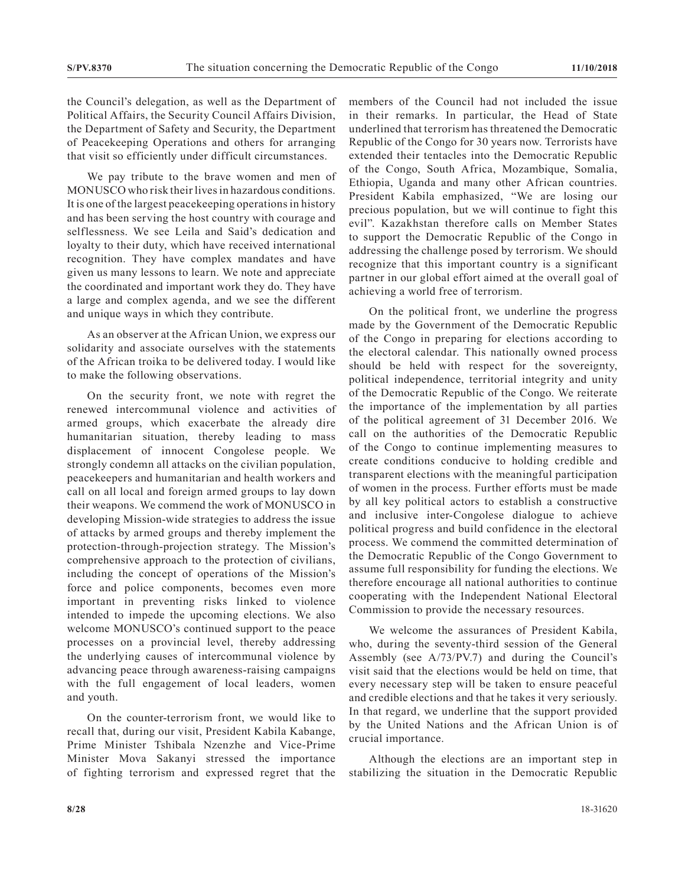the Council's delegation, as well as the Department of Political Affairs, the Security Council Affairs Division, the Department of Safety and Security, the Department of Peacekeeping Operations and others for arranging that visit so efficiently under difficult circumstances.

We pay tribute to the brave women and men of MONUSCO who risk their lives in hazardous conditions. It is one of the largest peacekeeping operations in history and has been serving the host country with courage and selflessness. We see Leila and Said's dedication and loyalty to their duty, which have received international recognition. They have complex mandates and have given us many lessons to learn. We note and appreciate the coordinated and important work they do. They have a large and complex agenda, and we see the different and unique ways in which they contribute.

As an observer at the African Union, we express our solidarity and associate ourselves with the statements of the African troika to be delivered today. I would like to make the following observations.

On the security front, we note with regret the renewed intercommunal violence and activities of armed groups, which exacerbate the already dire humanitarian situation, thereby leading to mass displacement of innocent Congolese people. We strongly condemn all attacks on the civilian population, peacekeepers and humanitarian and health workers and call on all local and foreign armed groups to lay down their weapons. We commend the work of MONUSCO in developing Mission-wide strategies to address the issue of attacks by armed groups and thereby implement the protection-through-projection strategy. The Mission's comprehensive approach to the protection of civilians, including the concept of operations of the Mission's force and police components, becomes even more important in preventing risks linked to violence intended to impede the upcoming elections. We also welcome MONUSCO's continued support to the peace processes on a provincial level, thereby addressing the underlying causes of intercommunal violence by advancing peace through awareness-raising campaigns with the full engagement of local leaders, women and youth.

On the counter-terrorism front, we would like to recall that, during our visit, President Kabila Kabange, Prime Minister Tshibala Nzenzhe and Vice-Prime Minister Mova Sakanyi stressed the importance of fighting terrorism and expressed regret that the members of the Council had not included the issue in their remarks. In particular, the Head of State underlined that terrorism has threatened the Democratic Republic of the Congo for 30 years now. Terrorists have extended their tentacles into the Democratic Republic of the Congo, South Africa, Mozambique, Somalia, Ethiopia, Uganda and many other African countries. President Kabila emphasized, "We are losing our precious population, but we will continue to fight this evil". Kazakhstan therefore calls on Member States to support the Democratic Republic of the Congo in addressing the challenge posed by terrorism. We should recognize that this important country is a significant partner in our global effort aimed at the overall goal of achieving a world free of terrorism.

On the political front, we underline the progress made by the Government of the Democratic Republic of the Congo in preparing for elections according to the electoral calendar. This nationally owned process should be held with respect for the sovereignty, political independence, territorial integrity and unity of the Democratic Republic of the Congo. We reiterate the importance of the implementation by all parties of the political agreement of 31 December 2016. We call on the authorities of the Democratic Republic of the Congo to continue implementing measures to create conditions conducive to holding credible and transparent elections with the meaningful participation of women in the process. Further efforts must be made by all key political actors to establish a constructive and inclusive inter-Congolese dialogue to achieve political progress and build confidence in the electoral process. We commend the committed determination of the Democratic Republic of the Congo Government to assume full responsibility for funding the elections. We therefore encourage all national authorities to continue cooperating with the Independent National Electoral Commission to provide the necessary resources.

We welcome the assurances of President Kabila, who, during the seventy-third session of the General Assembly (see A/73/PV.7) and during the Council's visit said that the elections would be held on time, that every necessary step will be taken to ensure peaceful and credible elections and that he takes it very seriously. In that regard, we underline that the support provided by the United Nations and the African Union is of crucial importance.

Although the elections are an important step in stabilizing the situation in the Democratic Republic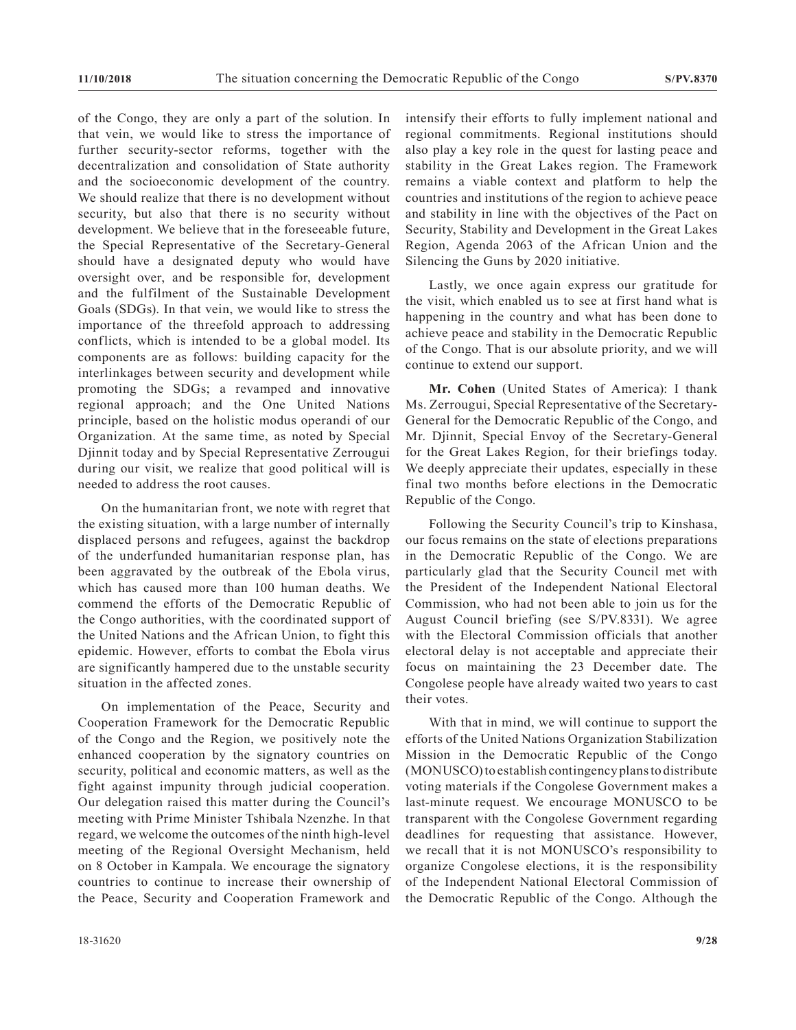of the Congo, they are only a part of the solution. In that vein, we would like to stress the importance of further security-sector reforms, together with the decentralization and consolidation of State authority and the socioeconomic development of the country. We should realize that there is no development without security, but also that there is no security without development. We believe that in the foreseeable future, the Special Representative of the Secretary-General should have a designated deputy who would have oversight over, and be responsible for, development and the fulfilment of the Sustainable Development Goals (SDGs). In that vein, we would like to stress the importance of the threefold approach to addressing conflicts, which is intended to be a global model. Its components are as follows: building capacity for the interlinkages between security and development while promoting the SDGs; a revamped and innovative regional approach; and the One United Nations principle, based on the holistic modus operandi of our Organization. At the same time, as noted by Special Djinnit today and by Special Representative Zerrougui during our visit, we realize that good political will is needed to address the root causes.

On the humanitarian front, we note with regret that the existing situation, with a large number of internally displaced persons and refugees, against the backdrop of the underfunded humanitarian response plan, has been aggravated by the outbreak of the Ebola virus, which has caused more than 100 human deaths. We commend the efforts of the Democratic Republic of the Congo authorities, with the coordinated support of the United Nations and the African Union, to fight this epidemic. However, efforts to combat the Ebola virus are significantly hampered due to the unstable security situation in the affected zones.

On implementation of the Peace, Security and Cooperation Framework for the Democratic Republic of the Congo and the Region, we positively note the enhanced cooperation by the signatory countries on security, political and economic matters, as well as the fight against impunity through judicial cooperation. Our delegation raised this matter during the Council's meeting with Prime Minister Tshibala Nzenzhe. In that regard, we welcome the outcomes of the ninth high-level meeting of the Regional Oversight Mechanism, held on 8 October in Kampala. We encourage the signatory countries to continue to increase their ownership of the Peace, Security and Cooperation Framework and intensify their efforts to fully implement national and regional commitments. Regional institutions should also play a key role in the quest for lasting peace and stability in the Great Lakes region. The Framework remains a viable context and platform to help the countries and institutions of the region to achieve peace and stability in line with the objectives of the Pact on Security, Stability and Development in the Great Lakes Region, Agenda 2063 of the African Union and the Silencing the Guns by 2020 initiative.

Lastly, we once again express our gratitude for the visit, which enabled us to see at first hand what is happening in the country and what has been done to achieve peace and stability in the Democratic Republic of the Congo. That is our absolute priority, and we will continue to extend our support.

**Mr. Cohen** (United States of America): I thank Ms. Zerrougui, Special Representative of the Secretary-General for the Democratic Republic of the Congo, and Mr. Djinnit, Special Envoy of the Secretary-General for the Great Lakes Region, for their briefings today. We deeply appreciate their updates, especially in these final two months before elections in the Democratic Republic of the Congo.

Following the Security Council's trip to Kinshasa, our focus remains on the state of elections preparations in the Democratic Republic of the Congo. We are particularly glad that the Security Council met with the President of the Independent National Electoral Commission, who had not been able to join us for the August Council briefing (see S/PV.8331). We agree with the Electoral Commission officials that another electoral delay is not acceptable and appreciate their focus on maintaining the 23 December date. The Congolese people have already waited two years to cast their votes.

With that in mind, we will continue to support the efforts of the United Nations Organization Stabilization Mission in the Democratic Republic of the Congo (MONUSCO) to establish contingency plans to distribute voting materials if the Congolese Government makes a last-minute request. We encourage MONUSCO to be transparent with the Congolese Government regarding deadlines for requesting that assistance. However, we recall that it is not MONUSCO's responsibility to organize Congolese elections, it is the responsibility of the Independent National Electoral Commission of the Democratic Republic of the Congo. Although the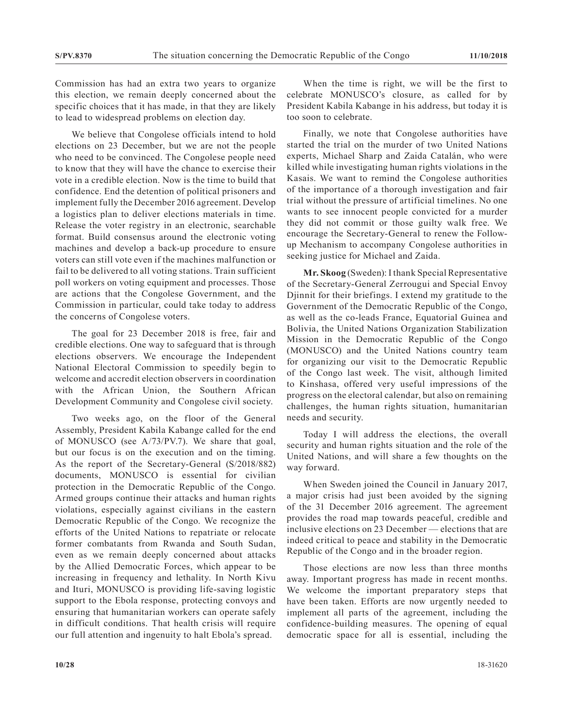Commission has had an extra two years to organize this election, we remain deeply concerned about the specific choices that it has made, in that they are likely to lead to widespread problems on election day.

We believe that Congolese officials intend to hold elections on 23 December, but we are not the people who need to be convinced. The Congolese people need to know that they will have the chance to exercise their vote in a credible election. Now is the time to build that confidence. End the detention of political prisoners and implement fully the December 2016 agreement. Develop a logistics plan to deliver elections materials in time. Release the voter registry in an electronic, searchable format. Build consensus around the electronic voting machines and develop a back-up procedure to ensure voters can still vote even if the machines malfunction or fail to be delivered to all voting stations. Train sufficient poll workers on voting equipment and processes. Those are actions that the Congolese Government, and the Commission in particular, could take today to address the concerns of Congolese voters.

The goal for 23 December 2018 is free, fair and credible elections. One way to safeguard that is through elections observers. We encourage the Independent National Electoral Commission to speedily begin to welcome and accredit election observers in coordination with the African Union, the Southern African Development Community and Congolese civil society.

Two weeks ago, on the floor of the General Assembly, President Kabila Kabange called for the end of MONUSCO (see A/73/PV.7). We share that goal, but our focus is on the execution and on the timing. As the report of the Secretary-General (S/2018/882) documents, MONUSCO is essential for civilian protection in the Democratic Republic of the Congo. Armed groups continue their attacks and human rights violations, especially against civilians in the eastern Democratic Republic of the Congo. We recognize the efforts of the United Nations to repatriate or relocate former combatants from Rwanda and South Sudan, even as we remain deeply concerned about attacks by the Allied Democratic Forces, which appear to be increasing in frequency and lethality. In North Kivu and Ituri, MONUSCO is providing life-saving logistic support to the Ebola response, protecting convoys and ensuring that humanitarian workers can operate safely in difficult conditions. That health crisis will require our full attention and ingenuity to halt Ebola's spread.

When the time is right, we will be the first to celebrate MONUSCO's closure, as called for by President Kabila Kabange in his address, but today it is too soon to celebrate.

Finally, we note that Congolese authorities have started the trial on the murder of two United Nations experts, Michael Sharp and Zaida Catalán, who were killed while investigating human rights violations in the Kasais. We want to remind the Congolese authorities of the importance of a thorough investigation and fair trial without the pressure of artificial timelines. No one wants to see innocent people convicted for a murder they did not commit or those guilty walk free. We encourage the Secretary-General to renew the Follow-up Mechanism to accompany Congolese authorities in seeking justice for Michael and Zaida.

**Mr. Skoog** (Sweden): I thank Special Representative of the Secretary-General Zerrougui and Special Envoy Djinnit for their briefings. I extend my gratitude to the Government of the Democratic Republic of the Congo, as well as the co-leads France, Equatorial Guinea and Bolivia, the United Nations Organization Stabilization Mission in the Democratic Republic of the Congo (MONUSCO) and the United Nations country team for organizing our visit to the Democratic Republic of the Congo last week. The visit, although limited to Kinshasa, offered very useful impressions of the progress on the electoral calendar, but also on remaining challenges, the human rights situation, humanitarian needs and security.

Today I will address the elections, the overall security and human rights situation and the role of the United Nations, and will share a few thoughts on the way forward.

When Sweden joined the Council in January 2017, a major crisis had just been avoided by the signing of the 31 December 2016 agreement. The agreement provides the road map towards peaceful, credible and inclusive elections on 23 December — elections that are indeed critical to peace and stability in the Democratic Republic of the Congo and in the broader region.

Those elections are now less than three months away. Important progress has made in recent months. We welcome the important preparatory steps that have been taken. Efforts are now urgently needed to implement all parts of the agreement, including the confidence-building measures. The opening of equal democratic space for all is essential, including the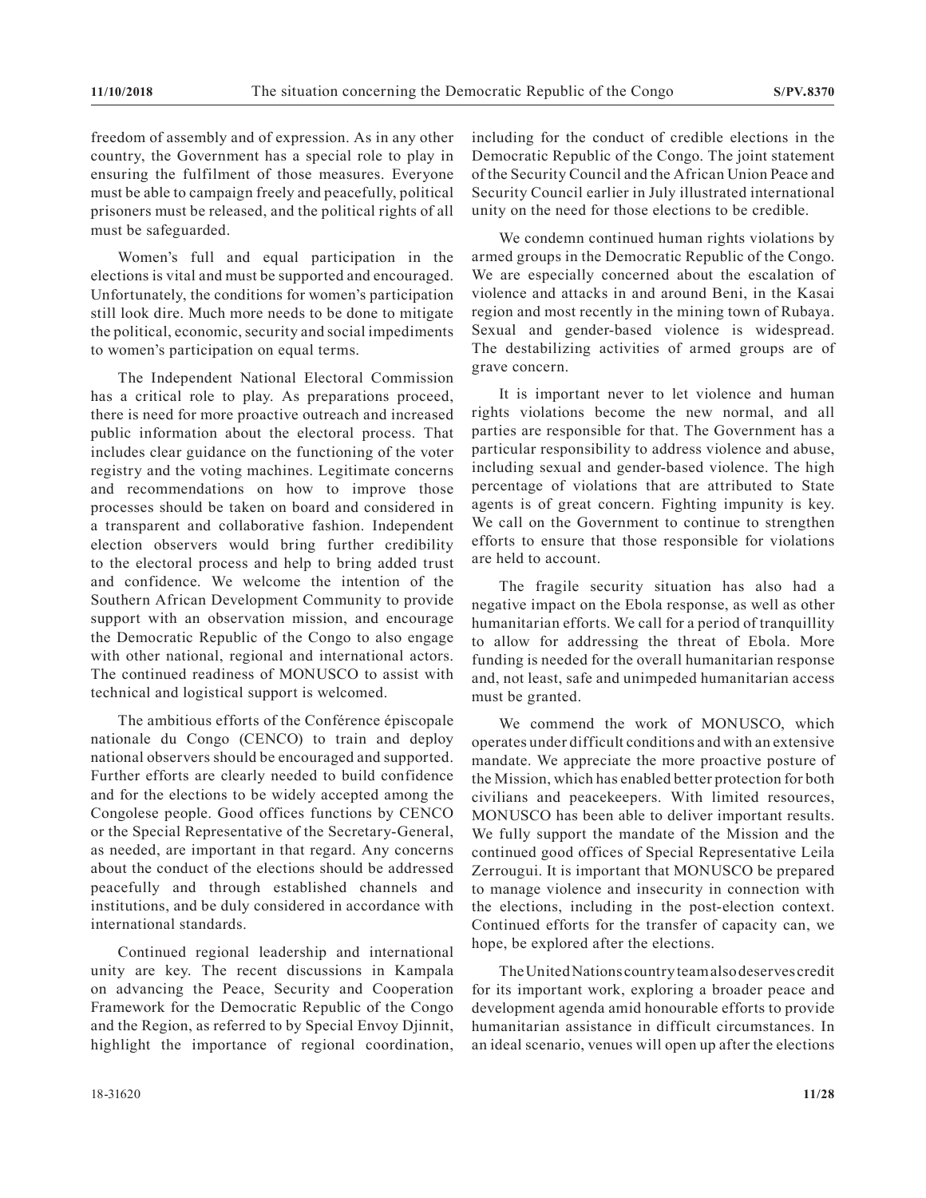freedom of assembly and of expression. As in any other country, the Government has a special role to play in ensuring the fulfilment of those measures. Everyone must be able to campaign freely and peacefully, political prisoners must be released, and the political rights of all must be safeguarded.

Women's full and equal participation in the elections is vital and must be supported and encouraged. Unfortunately, the conditions for women's participation still look dire. Much more needs to be done to mitigate the political, economic, security and social impediments to women's participation on equal terms.

The Independent National Electoral Commission has a critical role to play. As preparations proceed, there is need for more proactive outreach and increased public information about the electoral process. That includes clear guidance on the functioning of the voter registry and the voting machines. Legitimate concerns and recommendations on how to improve those processes should be taken on board and considered in a transparent and collaborative fashion. Independent election observers would bring further credibility to the electoral process and help to bring added trust and confidence. We welcome the intention of the Southern African Development Community to provide support with an observation mission, and encourage the Democratic Republic of the Congo to also engage with other national, regional and international actors. The continued readiness of MONUSCO to assist with technical and logistical support is welcomed.

The ambitious efforts of the Conférence épiscopale nationale du Congo (CENCO) to train and deploy national observers should be encouraged and supported. Further efforts are clearly needed to build confidence and for the elections to be widely accepted among the Congolese people. Good offices functions by CENCO or the Special Representative of the Secretary-General, as needed, are important in that regard. Any concerns about the conduct of the elections should be addressed peacefully and through established channels and institutions, and be duly considered in accordance with international standards.

Continued regional leadership and international unity are key. The recent discussions in Kampala on advancing the Peace, Security and Cooperation Framework for the Democratic Republic of the Congo and the Region, as referred to by Special Envoy Djinnit, highlight the importance of regional coordination, including for the conduct of credible elections in the Democratic Republic of the Congo. The joint statement of the Security Council and the African Union Peace and Security Council earlier in July illustrated international unity on the need for those elections to be credible.

We condemn continued human rights violations by armed groups in the Democratic Republic of the Congo. We are especially concerned about the escalation of violence and attacks in and around Beni, in the Kasai region and most recently in the mining town of Rubaya. Sexual and gender-based violence is widespread. The destabilizing activities of armed groups are of grave concern.

It is important never to let violence and human rights violations become the new normal, and all parties are responsible for that. The Government has a particular responsibility to address violence and abuse, including sexual and gender-based violence. The high percentage of violations that are attributed to State agents is of great concern. Fighting impunity is key. We call on the Government to continue to strengthen efforts to ensure that those responsible for violations are held to account.

The fragile security situation has also had a negative impact on the Ebola response, as well as other humanitarian efforts. We call for a period of tranquillity to allow for addressing the threat of Ebola. More funding is needed for the overall humanitarian response and, not least, safe and unimpeded humanitarian access must be granted.

We commend the work of MONUSCO, which operates under difficult conditions and with an extensive mandate. We appreciate the more proactive posture of the Mission, which has enabled better protection for both civilians and peacekeepers. With limited resources, MONUSCO has been able to deliver important results. We fully support the mandate of the Mission and the continued good offices of Special Representative Leila Zerrougui. It is important that MONUSCO be prepared to manage violence and insecurity in connection with the elections, including in the post-election context. Continued efforts for the transfer of capacity can, we hope, be explored after the elections.

The United Nations country team also deserves credit for its important work, exploring a broader peace and development agenda amid honourable efforts to provide humanitarian assistance in difficult circumstances. In an ideal scenario, venues will open up after the elections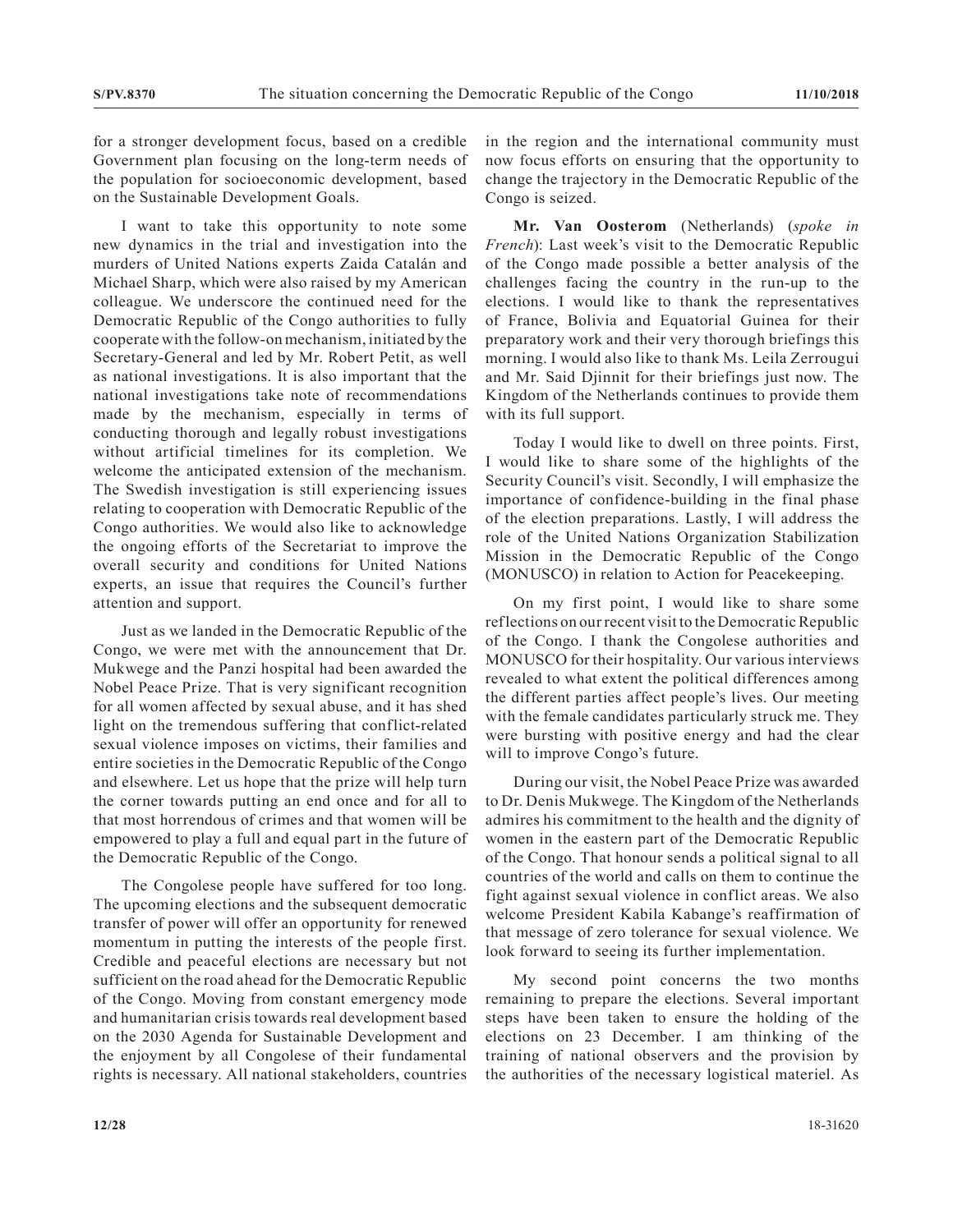for a stronger development focus, based on a credible Government plan focusing on the long-term needs of the population for socioeconomic development, based on the Sustainable Development Goals.

I want to take this opportunity to note some new dynamics in the trial and investigation into the murders of United Nations experts Zaida Catalán and Michael Sharp, which were also raised by my American colleague. We underscore the continued need for the Democratic Republic of the Congo authorities to fully cooperate with the follow-on mechanism, initiated by the Secretary-General and led by Mr. Robert Petit, as well as national investigations. It is also important that the national investigations take note of recommendations made by the mechanism, especially in terms of conducting thorough and legally robust investigations without artificial timelines for its completion. We welcome the anticipated extension of the mechanism. The Swedish investigation is still experiencing issues relating to cooperation with Democratic Republic of the Congo authorities. We would also like to acknowledge the ongoing efforts of the Secretariat to improve the overall security and conditions for United Nations experts, an issue that requires the Council's further attention and support.

Just as we landed in the Democratic Republic of the Congo, we were met with the announcement that Dr. Mukwege and the Panzi hospital had been awarded the Nobel Peace Prize. That is very significant recognition for all women affected by sexual abuse, and it has shed light on the tremendous suffering that conflict-related sexual violence imposes on victims, their families and entire societies in the Democratic Republic of the Congo and elsewhere. Let us hope that the prize will help turn the corner towards putting an end once and for all to that most horrendous of crimes and that women will be empowered to play a full and equal part in the future of the Democratic Republic of the Congo.

The Congolese people have suffered for too long. The upcoming elections and the subsequent democratic transfer of power will offer an opportunity for renewed momentum in putting the interests of the people first. Credible and peaceful elections are necessary but not sufficient on the road ahead for the Democratic Republic of the Congo. Moving from constant emergency mode and humanitarian crisis towards real development based on the 2030 Agenda for Sustainable Development and the enjoyment by all Congolese of their fundamental rights is necessary. All national stakeholders, countries in the region and the international community must now focus efforts on ensuring that the opportunity to change the trajectory in the Democratic Republic of the Congo is seized.

**Mr. Van Oosterom** (Netherlands) (*spoke in French*): Last week's visit to the Democratic Republic of the Congo made possible a better analysis of the challenges facing the country in the run-up to the elections. I would like to thank the representatives of France, Bolivia and Equatorial Guinea for their preparatory work and their very thorough briefings this morning. I would also like to thank Ms. Leila Zerrougui and Mr. Said Djinnit for their briefings just now. The Kingdom of the Netherlands continues to provide them with its full support.

Today I would like to dwell on three points. First, I would like to share some of the highlights of the Security Council's visit. Secondly, I will emphasize the importance of confidence-building in the final phase of the election preparations. Lastly, I will address the role of the United Nations Organization Stabilization Mission in the Democratic Republic of the Congo (MONUSCO) in relation to Action for Peacekeeping.

On my first point, I would like to share some reflections on our recent visit to the Democratic Republic of the Congo. I thank the Congolese authorities and MONUSCO for their hospitality. Our various interviews revealed to what extent the political differences among the different parties affect people's lives. Our meeting with the female candidates particularly struck me. They were bursting with positive energy and had the clear will to improve Congo's future.

During our visit, the Nobel Peace Prize was awarded to Dr. Denis Mukwege. The Kingdom of the Netherlands admires his commitment to the health and the dignity of women in the eastern part of the Democratic Republic of the Congo. That honour sends a political signal to all countries of the world and calls on them to continue the fight against sexual violence in conflict areas. We also welcome President Kabila Kabange's reaffirmation of that message of zero tolerance for sexual violence. We look forward to seeing its further implementation.

My second point concerns the two months remaining to prepare the elections. Several important steps have been taken to ensure the holding of the elections on 23 December. I am thinking of the training of national observers and the provision by the authorities of the necessary logistical materiel. As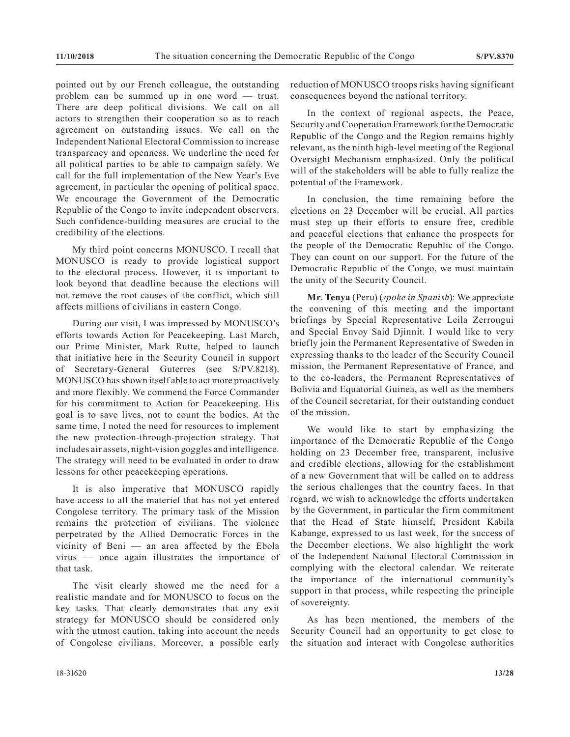pointed out by our French colleague, the outstanding problem can be summed up in one word — trust. There are deep political divisions. We call on all actors to strengthen their cooperation so as to reach agreement on outstanding issues. We call on the Independent National Electoral Commission to increase transparency and openness. We underline the need for all political parties to be able to campaign safely. We call for the full implementation of the New Year's Eve agreement, in particular the opening of political space. We encourage the Government of the Democratic Republic of the Congo to invite independent observers. Such confidence-building measures are crucial to the credibility of the elections.

My third point concerns MONUSCO. I recall that MONUSCO is ready to provide logistical support to the electoral process. However, it is important to look beyond that deadline because the elections will not remove the root causes of the conflict, which still affects millions of civilians in eastern Congo.

During our visit, I was impressed by MONUSCO's efforts towards Action for Peacekeeping. Last March, our Prime Minister, Mark Rutte, helped to launch that initiative here in the Security Council in support of Secretary-General Guterres (see S/PV.8218). MONUSCO has shown itself able to act more proactively and more flexibly. We commend the Force Commander for his commitment to Action for Peacekeeping. His goal is to save lives, not to count the bodies. At the same time, I noted the need for resources to implement the new protection-through-projection strategy. That includes air assets, night-vision goggles and intelligence. The strategy will need to be evaluated in order to draw lessons for other peacekeeping operations.

It is also imperative that MONUSCO rapidly have access to all the materiel that has not yet entered Congolese territory. The primary task of the Mission remains the protection of civilians. The violence perpetrated by the Allied Democratic Forces in the vicinity of Beni — an area affected by the Ebola virus — once again illustrates the importance of that task.

The visit clearly showed me the need for a realistic mandate and for MONUSCO to focus on the key tasks. That clearly demonstrates that any exit strategy for MONUSCO should be considered only with the utmost caution, taking into account the needs of Congolese civilians. Moreover, a possible early reduction of MONUSCO troops risks having significant consequences beyond the national territory.

In the context of regional aspects, the Peace, Security and Cooperation Framework for the Democratic Republic of the Congo and the Region remains highly relevant, as the ninth high-level meeting of the Regional Oversight Mechanism emphasized. Only the political will of the stakeholders will be able to fully realize the potential of the Framework.

In conclusion, the time remaining before the elections on 23 December will be crucial. All parties must step up their efforts to ensure free, credible and peaceful elections that enhance the prospects for the people of the Democratic Republic of the Congo. They can count on our support. For the future of the Democratic Republic of the Congo, we must maintain the unity of the Security Council.

**Mr. Tenya** (Peru) (*spoke in Spanish*): We appreciate the convening of this meeting and the important briefings by Special Representative Leila Zerrougui and Special Envoy Said Djinnit. I would like to very briefly join the Permanent Representative of Sweden in expressing thanks to the leader of the Security Council mission, the Permanent Representative of France, and to the co-leaders, the Permanent Representatives of Bolivia and Equatorial Guinea, as well as the members of the Council secretariat, for their outstanding conduct of the mission.

We would like to start by emphasizing the importance of the Democratic Republic of the Congo holding on 23 December free, transparent, inclusive and credible elections, allowing for the establishment of a new Government that will be called on to address the serious challenges that the country faces. In that regard, we wish to acknowledge the efforts undertaken by the Government, in particular the firm commitment that the Head of State himself, President Kabila Kabange, expressed to us last week, for the success of the December elections. We also highlight the work of the Independent National Electoral Commission in complying with the electoral calendar. We reiterate the importance of the international community's support in that process, while respecting the principle of sovereignty.

As has been mentioned, the members of the Security Council had an opportunity to get close to the situation and interact with Congolese authorities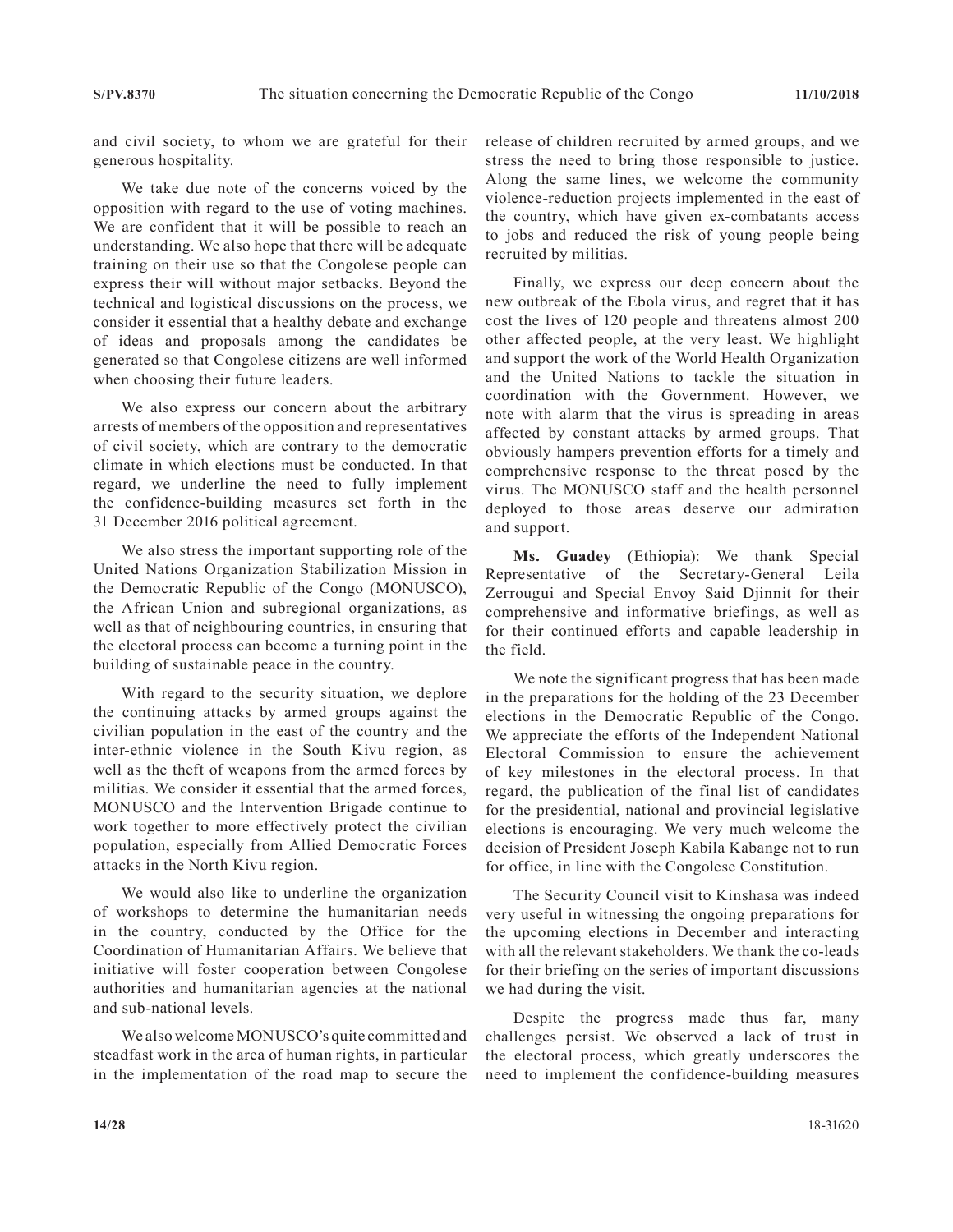and civil society, to whom we are grateful for their generous hospitality.

We take due note of the concerns voiced by the opposition with regard to the use of voting machines. We are confident that it will be possible to reach an understanding. We also hope that there will be adequate training on their use so that the Congolese people can express their will without major setbacks. Beyond the technical and logistical discussions on the process, we consider it essential that a healthy debate and exchange of ideas and proposals among the candidates be generated so that Congolese citizens are well informed when choosing their future leaders.

We also express our concern about the arbitrary arrests of members of the opposition and representatives of civil society, which are contrary to the democratic climate in which elections must be conducted. In that regard, we underline the need to fully implement the confidence-building measures set forth in the 31 December 2016 political agreement.

We also stress the important supporting role of the United Nations Organization Stabilization Mission in the Democratic Republic of the Congo (MONUSCO), the African Union and subregional organizations, as well as that of neighbouring countries, in ensuring that the electoral process can become a turning point in the building of sustainable peace in the country.

With regard to the security situation, we deplore the continuing attacks by armed groups against the civilian population in the east of the country and the inter-ethnic violence in the South Kivu region, as well as the theft of weapons from the armed forces by militias. We consider it essential that the armed forces, MONUSCO and the Intervention Brigade continue to work together to more effectively protect the civilian population, especially from Allied Democratic Forces attacks in the North Kivu region.

We would also like to underline the organization of workshops to determine the humanitarian needs in the country, conducted by the Office for the Coordination of Humanitarian Affairs. We believe that initiative will foster cooperation between Congolese authorities and humanitarian agencies at the national and sub-national levels.

We also welcome MONUSCO's quite committed and steadfast work in the area of human rights, in particular in the implementation of the road map to secure the release of children recruited by armed groups, and we stress the need to bring those responsible to justice. Along the same lines, we welcome the community violence-reduction projects implemented in the east of the country, which have given ex-combatants access to jobs and reduced the risk of young people being recruited by militias.

Finally, we express our deep concern about the new outbreak of the Ebola virus, and regret that it has cost the lives of 120 people and threatens almost 200 other affected people, at the very least. We highlight and support the work of the World Health Organization and the United Nations to tackle the situation in coordination with the Government. However, we note with alarm that the virus is spreading in areas affected by constant attacks by armed groups. That obviously hampers prevention efforts for a timely and comprehensive response to the threat posed by the virus. The MONUSCO staff and the health personnel deployed to those areas deserve our admiration and support.

**Ms. Guadey** (Ethiopia): We thank Special Representative of the Secretary-General Leila Zerrougui and Special Envoy Said Djinnit for their comprehensive and informative briefings, as well as for their continued efforts and capable leadership in the field.

We note the significant progress that has been made in the preparations for the holding of the 23 December elections in the Democratic Republic of the Congo. We appreciate the efforts of the Independent National Electoral Commission to ensure the achievement of key milestones in the electoral process. In that regard, the publication of the final list of candidates for the presidential, national and provincial legislative elections is encouraging. We very much welcome the decision of President Joseph Kabila Kabange not to run for office, in line with the Congolese Constitution.

The Security Council visit to Kinshasa was indeed very useful in witnessing the ongoing preparations for the upcoming elections in December and interacting with all the relevant stakeholders. We thank the co-leads for their briefing on the series of important discussions we had during the visit.

Despite the progress made thus far, many challenges persist. We observed a lack of trust in the electoral process, which greatly underscores the need to implement the confidence-building measures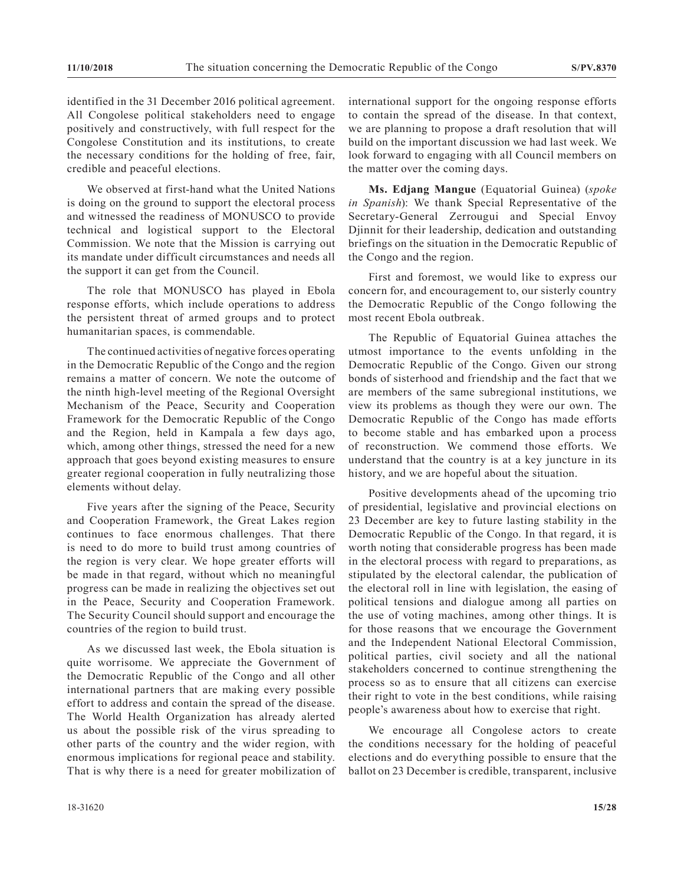identified in the 31 December 2016 political agreement. All Congolese political stakeholders need to engage positively and constructively, with full respect for the Congolese Constitution and its institutions, to create the necessary conditions for the holding of free, fair, credible and peaceful elections.

We observed at first-hand what the United Nations is doing on the ground to support the electoral process and witnessed the readiness of MONUSCO to provide technical and logistical support to the Electoral Commission. We note that the Mission is carrying out its mandate under difficult circumstances and needs all the support it can get from the Council.

The role that MONUSCO has played in Ebola response efforts, which include operations to address the persistent threat of armed groups and to protect humanitarian spaces, is commendable.

The continued activities of negative forces operating in the Democratic Republic of the Congo and the region remains a matter of concern. We note the outcome of the ninth high-level meeting of the Regional Oversight Mechanism of the Peace, Security and Cooperation Framework for the Democratic Republic of the Congo and the Region, held in Kampala a few days ago, which, among other things, stressed the need for a new approach that goes beyond existing measures to ensure greater regional cooperation in fully neutralizing those elements without delay.

Five years after the signing of the Peace, Security and Cooperation Framework, the Great Lakes region continues to face enormous challenges. That there is need to do more to build trust among countries of the region is very clear. We hope greater efforts will be made in that regard, without which no meaningful progress can be made in realizing the objectives set out in the Peace, Security and Cooperation Framework. The Security Council should support and encourage the countries of the region to build trust.

As we discussed last week, the Ebola situation is quite worrisome. We appreciate the Government of the Democratic Republic of the Congo and all other international partners that are making every possible effort to address and contain the spread of the disease. The World Health Organization has already alerted us about the possible risk of the virus spreading to other parts of the country and the wider region, with enormous implications for regional peace and stability. That is why there is a need for greater mobilization of international support for the ongoing response efforts to contain the spread of the disease. In that context, we are planning to propose a draft resolution that will build on the important discussion we had last week. We look forward to engaging with all Council members on the matter over the coming days.

**Ms. Edjang Mangue** (Equatorial Guinea) (*spoke in Spanish*): We thank Special Representative of the Secretary-General Zerrougui and Special Envoy Djinnit for their leadership, dedication and outstanding briefings on the situation in the Democratic Republic of the Congo and the region.

First and foremost, we would like to express our concern for, and encouragement to, our sisterly country the Democratic Republic of the Congo following the most recent Ebola outbreak.

The Republic of Equatorial Guinea attaches the utmost importance to the events unfolding in the Democratic Republic of the Congo. Given our strong bonds of sisterhood and friendship and the fact that we are members of the same subregional institutions, we view its problems as though they were our own. The Democratic Republic of the Congo has made efforts to become stable and has embarked upon a process of reconstruction. We commend those efforts. We understand that the country is at a key juncture in its history, and we are hopeful about the situation.

Positive developments ahead of the upcoming trio of presidential, legislative and provincial elections on 23 December are key to future lasting stability in the Democratic Republic of the Congo. In that regard, it is worth noting that considerable progress has been made in the electoral process with regard to preparations, as stipulated by the electoral calendar, the publication of the electoral roll in line with legislation, the easing of political tensions and dialogue among all parties on the use of voting machines, among other things. It is for those reasons that we encourage the Government and the Independent National Electoral Commission, political parties, civil society and all the national stakeholders concerned to continue strengthening the process so as to ensure that all citizens can exercise their right to vote in the best conditions, while raising people's awareness about how to exercise that right.

We encourage all Congolese actors to create the conditions necessary for the holding of peaceful elections and do everything possible to ensure that the ballot on 23 December is credible, transparent, inclusive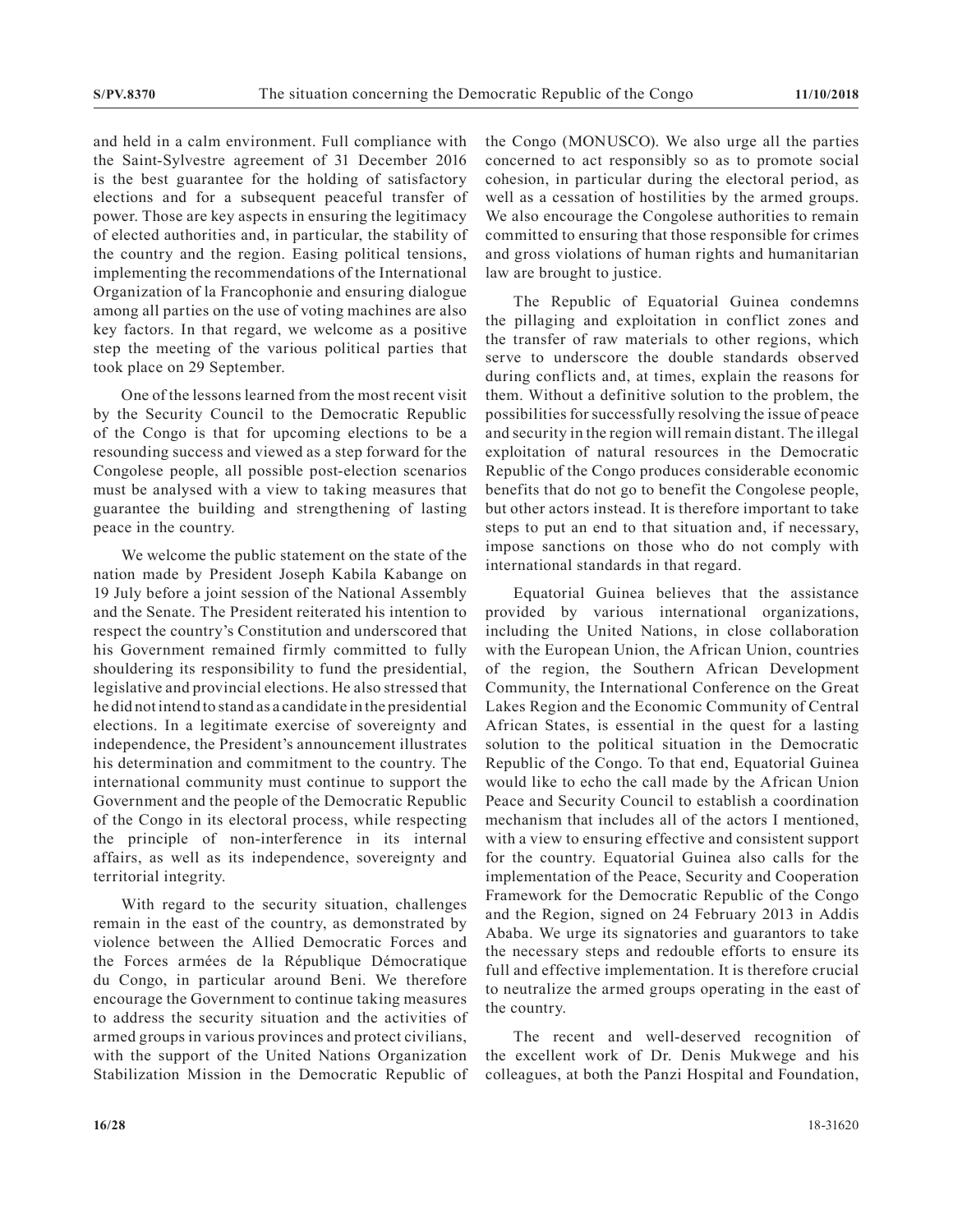and held in a calm environment. Full compliance with the Saint-Sylvestre agreement of 31 December 2016 is the best guarantee for the holding of satisfactory elections and for a subsequent peaceful transfer of power. Those are key aspects in ensuring the legitimacy of elected authorities and, in particular, the stability of the country and the region. Easing political tensions, implementing the recommendations of the International Organization of la Francophonie and ensuring dialogue among all parties on the use of voting machines are also key factors. In that regard, we welcome as a positive step the meeting of the various political parties that took place on 29 September.

One of the lessons learned from the most recent visit by the Security Council to the Democratic Republic of the Congo is that for upcoming elections to be a resounding success and viewed as a step forward for the Congolese people, all possible post-election scenarios must be analysed with a view to taking measures that guarantee the building and strengthening of lasting peace in the country.

We welcome the public statement on the state of the nation made by President Joseph Kabila Kabange on 19 July before a joint session of the National Assembly and the Senate. The President reiterated his intention to respect the country's Constitution and underscored that his Government remained firmly committed to fully shouldering its responsibility to fund the presidential, legislative and provincial elections. He also stressed that he did not intend to stand as a candidate in the presidential elections. In a legitimate exercise of sovereignty and independence, the President's announcement illustrates his determination and commitment to the country. The international community must continue to support the Government and the people of the Democratic Republic of the Congo in its electoral process, while respecting the principle of non-interference in its internal affairs, as well as its independence, sovereignty and territorial integrity.

With regard to the security situation, challenges remain in the east of the country, as demonstrated by violence between the Allied Democratic Forces and the Forces armées de la République Démocratique du Congo, in particular around Beni. We therefore encourage the Government to continue taking measures to address the security situation and the activities of armed groups in various provinces and protect civilians, with the support of the United Nations Organization Stabilization Mission in the Democratic Republic of the Congo (MONUSCO). We also urge all the parties concerned to act responsibly so as to promote social cohesion, in particular during the electoral period, as well as a cessation of hostilities by the armed groups. We also encourage the Congolese authorities to remain committed to ensuring that those responsible for crimes and gross violations of human rights and humanitarian law are brought to justice.

The Republic of Equatorial Guinea condemns the pillaging and exploitation in conflict zones and the transfer of raw materials to other regions, which serve to underscore the double standards observed during conflicts and, at times, explain the reasons for them. Without a definitive solution to the problem, the possibilities for successfully resolving the issue of peace and security in the region will remain distant. The illegal exploitation of natural resources in the Democratic Republic of the Congo produces considerable economic benefits that do not go to benefit the Congolese people, but other actors instead. It is therefore important to take steps to put an end to that situation and, if necessary, impose sanctions on those who do not comply with international standards in that regard.

Equatorial Guinea believes that the assistance provided by various international organizations, including the United Nations, in close collaboration with the European Union, the African Union, countries of the region, the Southern African Development Community, the International Conference on the Great Lakes Region and the Economic Community of Central African States, is essential in the quest for a lasting solution to the political situation in the Democratic Republic of the Congo. To that end, Equatorial Guinea would like to echo the call made by the African Union Peace and Security Council to establish a coordination mechanism that includes all of the actors I mentioned, with a view to ensuring effective and consistent support for the country. Equatorial Guinea also calls for the implementation of the Peace, Security and Cooperation Framework for the Democratic Republic of the Congo and the Region, signed on 24 February 2013 in Addis Ababa. We urge its signatories and guarantors to take the necessary steps and redouble efforts to ensure its full and effective implementation. It is therefore crucial to neutralize the armed groups operating in the east of the country.

The recent and well-deserved recognition of the excellent work of Dr. Denis Mukwege and his colleagues, at both the Panzi Hospital and Foundation,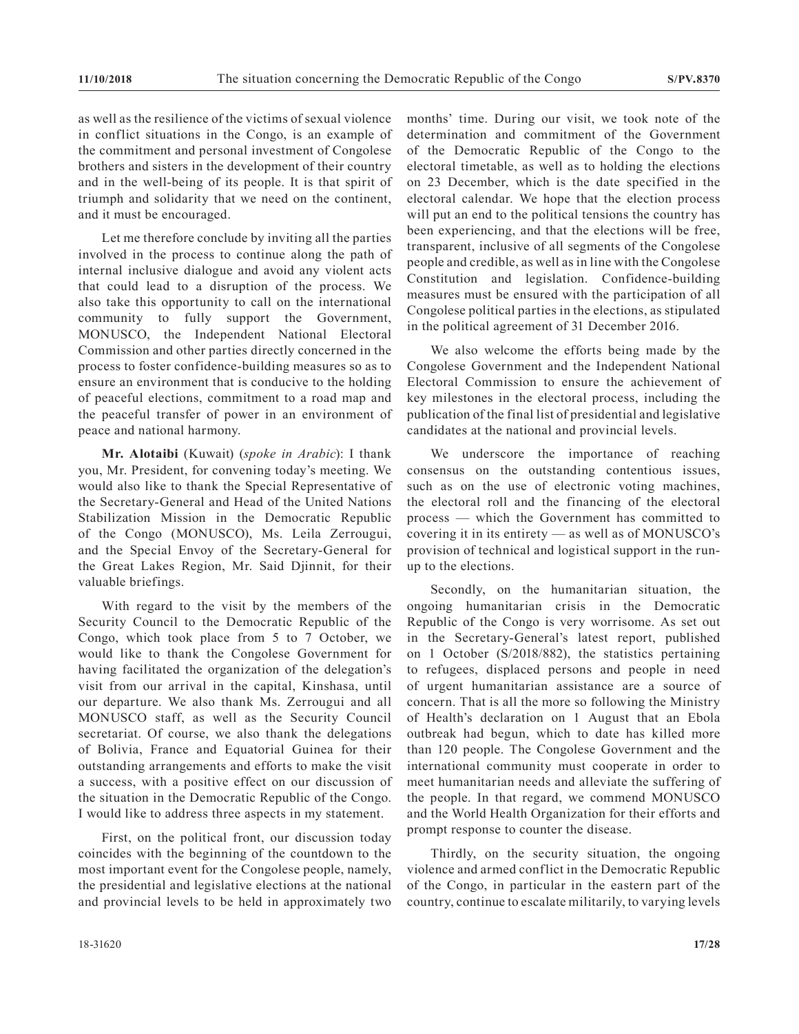as well as the resilience of the victims of sexual violence in conflict situations in the Congo, is an example of the commitment and personal investment of Congolese brothers and sisters in the development of their country and in the well-being of its people. It is that spirit of triumph and solidarity that we need on the continent, and it must be encouraged.

Let me therefore conclude by inviting all the parties involved in the process to continue along the path of internal inclusive dialogue and avoid any violent acts that could lead to a disruption of the process. We also take this opportunity to call on the international community to fully support the Government, MONUSCO, the Independent National Electoral Commission and other parties directly concerned in the process to foster confidence-building measures so as to ensure an environment that is conducive to the holding of peaceful elections, commitment to a road map and the peaceful transfer of power in an environment of peace and national harmony.

**Mr. Alotaibi** (Kuwait) (*spoke in Arabic*): I thank you, Mr. President, for convening today's meeting. We would also like to thank the Special Representative of the Secretary-General and Head of the United Nations Stabilization Mission in the Democratic Republic of the Congo (MONUSCO), Ms. Leila Zerrougui, and the Special Envoy of the Secretary-General for the Great Lakes Region, Mr. Said Djinnit, for their valuable briefings.

With regard to the visit by the members of the Security Council to the Democratic Republic of the Congo, which took place from 5 to 7 October, we would like to thank the Congolese Government for having facilitated the organization of the delegation's visit from our arrival in the capital, Kinshasa, until our departure. We also thank Ms. Zerrougui and all MONUSCO staff, as well as the Security Council secretariat. Of course, we also thank the delegations of Bolivia, France and Equatorial Guinea for their outstanding arrangements and efforts to make the visit a success, with a positive effect on our discussion of the situation in the Democratic Republic of the Congo. I would like to address three aspects in my statement.

First, on the political front, our discussion today coincides with the beginning of the countdown to the most important event for the Congolese people, namely, the presidential and legislative elections at the national and provincial levels to be held in approximately two months' time. During our visit, we took note of the determination and commitment of the Government of the Democratic Republic of the Congo to the electoral timetable, as well as to holding the elections on 23 December, which is the date specified in the electoral calendar. We hope that the election process will put an end to the political tensions the country has been experiencing, and that the elections will be free, transparent, inclusive of all segments of the Congolese people and credible, as well as in line with the Congolese Constitution and legislation. Confidence-building measures must be ensured with the participation of all Congolese political parties in the elections, as stipulated in the political agreement of 31 December 2016.

We also welcome the efforts being made by the Congolese Government and the Independent National Electoral Commission to ensure the achievement of key milestones in the electoral process, including the publication of the final list of presidential and legislative candidates at the national and provincial levels.

We underscore the importance of reaching consensus on the outstanding contentious issues, such as on the use of electronic voting machines, the electoral roll and the financing of the electoral process — which the Government has committed to covering it in its entirety — as well as of MONUSCO's provision of technical and logistical support in the run-up to the elections.

Secondly, on the humanitarian situation, the ongoing humanitarian crisis in the Democratic Republic of the Congo is very worrisome. As set out in the Secretary-General's latest report, published on 1 October (S/2018/882), the statistics pertaining to refugees, displaced persons and people in need of urgent humanitarian assistance are a source of concern. That is all the more so following the Ministry of Health's declaration on 1 August that an Ebola outbreak had begun, which to date has killed more than 120 people. The Congolese Government and the international community must cooperate in order to meet humanitarian needs and alleviate the suffering of the people. In that regard, we commend MONUSCO and the World Health Organization for their efforts and prompt response to counter the disease.

Thirdly, on the security situation, the ongoing violence and armed conflict in the Democratic Republic of the Congo, in particular in the eastern part of the country, continue to escalate militarily, to varying levels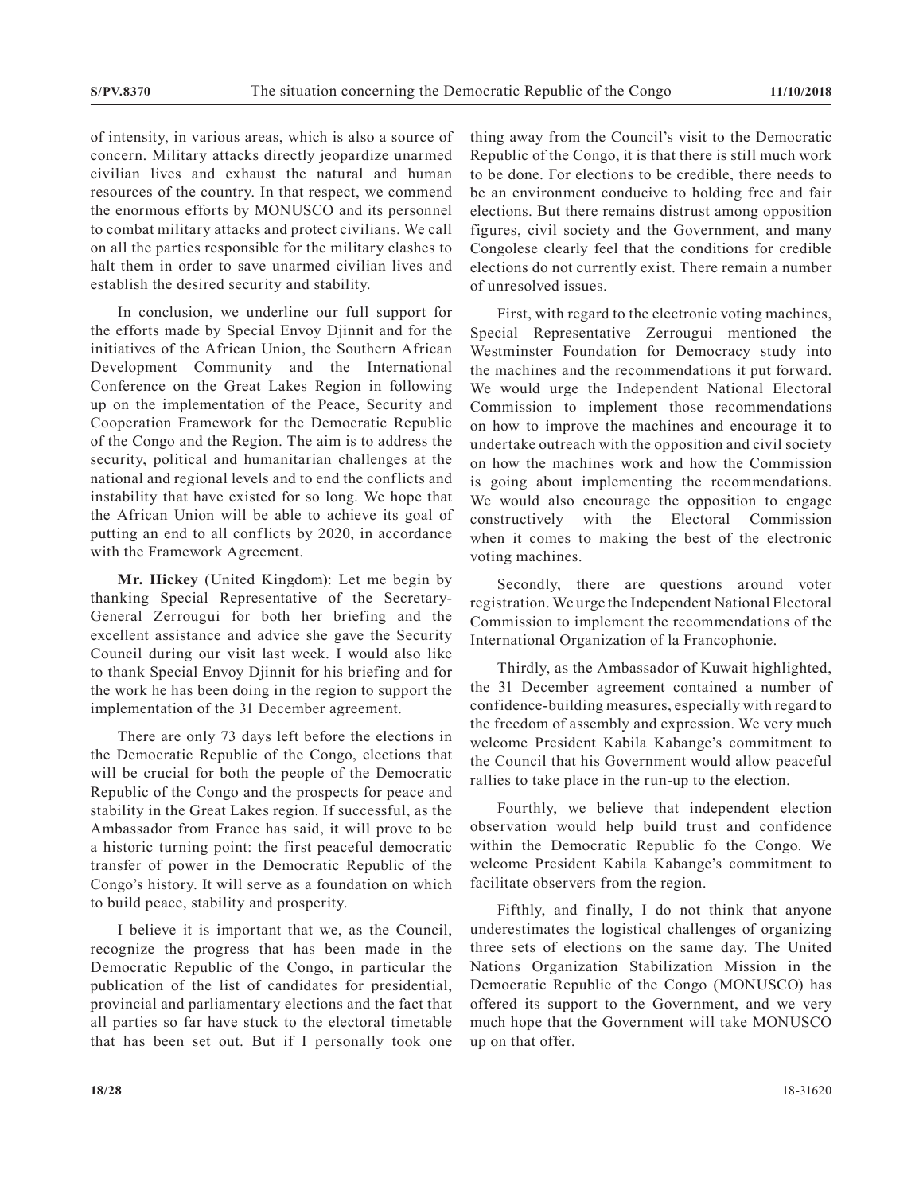of intensity, in various areas, which is also a source of concern. Military attacks directly jeopardize unarmed civilian lives and exhaust the natural and human resources of the country. In that respect, we commend the enormous efforts by MONUSCO and its personnel to combat military attacks and protect civilians. We call on all the parties responsible for the military clashes to halt them in order to save unarmed civilian lives and establish the desired security and stability.

In conclusion, we underline our full support for the efforts made by Special Envoy Djinnit and for the initiatives of the African Union, the Southern African Development Community and the International Conference on the Great Lakes Region in following up on the implementation of the Peace, Security and Cooperation Framework for the Democratic Republic of the Congo and the Region. The aim is to address the security, political and humanitarian challenges at the national and regional levels and to end the conflicts and instability that have existed for so long. We hope that the African Union will be able to achieve its goal of putting an end to all conflicts by 2020, in accordance with the Framework Agreement.

**Mr. Hickey** (United Kingdom): Let me begin by thanking Special Representative of the Secretary-General Zerrougui for both her briefing and the excellent assistance and advice she gave the Security Council during our visit last week. I would also like to thank Special Envoy Djinnit for his briefing and for the work he has been doing in the region to support the implementation of the 31 December agreement.

There are only 73 days left before the elections in the Democratic Republic of the Congo, elections that will be crucial for both the people of the Democratic Republic of the Congo and the prospects for peace and stability in the Great Lakes region. If successful, as the Ambassador from France has said, it will prove to be a historic turning point: the first peaceful democratic transfer of power in the Democratic Republic of the Congo's history. It will serve as a foundation on which to build peace, stability and prosperity.

I believe it is important that we, as the Council, recognize the progress that has been made in the Democratic Republic of the Congo, in particular the publication of the list of candidates for presidential, provincial and parliamentary elections and the fact that all parties so far have stuck to the electoral timetable that has been set out. But if I personally took one thing away from the Council's visit to the Democratic Republic of the Congo, it is that there is still much work to be done. For elections to be credible, there needs to be an environment conducive to holding free and fair elections. But there remains distrust among opposition figures, civil society and the Government, and many Congolese clearly feel that the conditions for credible elections do not currently exist. There remain a number of unresolved issues.

First, with regard to the electronic voting machines, Special Representative Zerrougui mentioned the Westminster Foundation for Democracy study into the machines and the recommendations it put forward. We would urge the Independent National Electoral Commission to implement those recommendations on how to improve the machines and encourage it to undertake outreach with the opposition and civil society on how the machines work and how the Commission is going about implementing the recommendations. We would also encourage the opposition to engage constructively with the Electoral Commission when it comes to making the best of the electronic voting machines.

Secondly, there are questions around voter registration. We urge the Independent National Electoral Commission to implement the recommendations of the International Organization of la Francophonie.

Thirdly, as the Ambassador of Kuwait highlighted, the 31 December agreement contained a number of confidence-building measures, especially with regard to the freedom of assembly and expression. We very much welcome President Kabila Kabange's commitment to the Council that his Government would allow peaceful rallies to take place in the run-up to the election.

Fourthly, we believe that independent election observation would help build trust and confidence within the Democratic Republic fo the Congo. We welcome President Kabila Kabange's commitment to facilitate observers from the region.

Fifthly, and finally, I do not think that anyone underestimates the logistical challenges of organizing three sets of elections on the same day. The United Nations Organization Stabilization Mission in the Democratic Republic of the Congo (MONUSCO) has offered its support to the Government, and we very much hope that the Government will take MONUSCO up on that offer.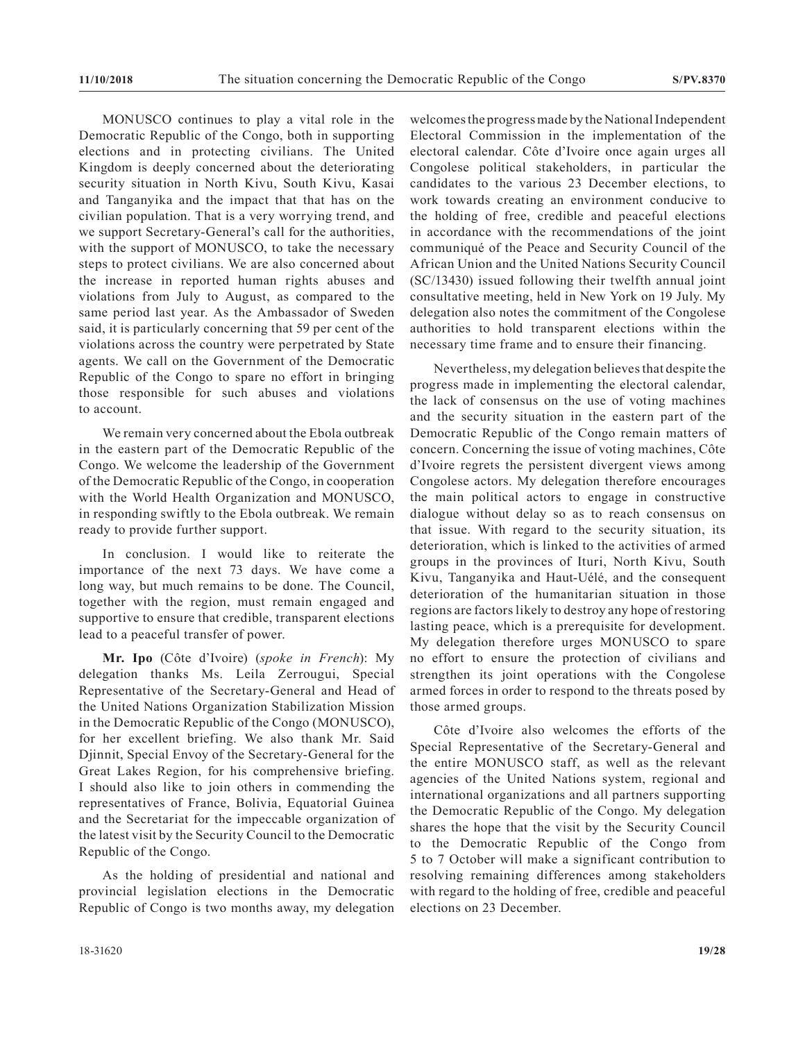MONUSCO continues to play a vital role in the Democratic Republic of the Congo, both in supporting elections and in protecting civilians. The United Kingdom is deeply concerned about the deteriorating security situation in North Kivu, South Kivu, Kasai and Tanganyika and the impact that that has on the civilian population. That is a very worrying trend, and we support Secretary-General's call for the authorities, with the support of MONUSCO, to take the necessary steps to protect civilians. We are also concerned about the increase in reported human rights abuses and violations from July to August, as compared to the same period last year. As the Ambassador of Sweden said, it is particularly concerning that 59 per cent of the violations across the country were perpetrated by State agents. We call on the Government of the Democratic Republic of the Congo to spare no effort in bringing those responsible for such abuses and violations to account.

We remain very concerned about the Ebola outbreak in the eastern part of the Democratic Republic of the Congo. We welcome the leadership of the Government of the Democratic Republic of the Congo, in cooperation with the World Health Organization and MONUSCO, in responding swiftly to the Ebola outbreak. We remain ready to provide further support.

In conclusion. I would like to reiterate the importance of the next 73 days. We have come a long way, but much remains to be done. The Council, together with the region, must remain engaged and supportive to ensure that credible, transparent elections lead to a peaceful transfer of power.

**Mr. Ipo** (Côte d'Ivoire) (*spoke in French*): My delegation thanks Ms. Leila Zerrougui, Special Representative of the Secretary-General and Head of the United Nations Organization Stabilization Mission in the Democratic Republic of the Congo (MONUSCO), for her excellent briefing. We also thank Mr. Said Djinnit, Special Envoy of the Secretary-General for the Great Lakes Region, for his comprehensive briefing. I should also like to join others in commending the representatives of France, Bolivia, Equatorial Guinea and the Secretariat for the impeccable organization of the latest visit by the Security Council to the Democratic Republic of the Congo.

As the holding of presidential and national and provincial legislation elections in the Democratic Republic of Congo is two months away, my delegation welcomes the progress made by the National Independent Electoral Commission in the implementation of the electoral calendar. Côte d'Ivoire once again urges all Congolese political stakeholders, in particular the candidates to the various 23 December elections, to work towards creating an environment conducive to the holding of free, credible and peaceful elections in accordance with the recommendations of the joint communiqué of the Peace and Security Council of the African Union and the United Nations Security Council (SC/13430) issued following their twelfth annual joint consultative meeting, held in New York on 19 July. My delegation also notes the commitment of the Congolese authorities to hold transparent elections within the necessary time frame and to ensure their financing.

Nevertheless, my delegation believes that despite the progress made in implementing the electoral calendar, the lack of consensus on the use of voting machines and the security situation in the eastern part of the Democratic Republic of the Congo remain matters of concern. Concerning the issue of voting machines, Côte d'Ivoire regrets the persistent divergent views among Congolese actors. My delegation therefore encourages the main political actors to engage in constructive dialogue without delay so as to reach consensus on that issue. With regard to the security situation, its deterioration, which is linked to the activities of armed groups in the provinces of Ituri, North Kivu, South Kivu, Tanganyika and Haut-Uélé, and the consequent deterioration of the humanitarian situation in those regions are factors likely to destroy any hope of restoring lasting peace, which is a prerequisite for development. My delegation therefore urges MONUSCO to spare no effort to ensure the protection of civilians and strengthen its joint operations with the Congolese armed forces in order to respond to the threats posed by those armed groups.

Côte d'Ivoire also welcomes the efforts of the Special Representative of the Secretary-General and the entire MONUSCO staff, as well as the relevant agencies of the United Nations system, regional and international organizations and all partners supporting the Democratic Republic of the Congo. My delegation shares the hope that the visit by the Security Council to the Democratic Republic of the Congo from 5 to 7 October will make a significant contribution to resolving remaining differences among stakeholders with regard to the holding of free, credible and peaceful elections on 23 December.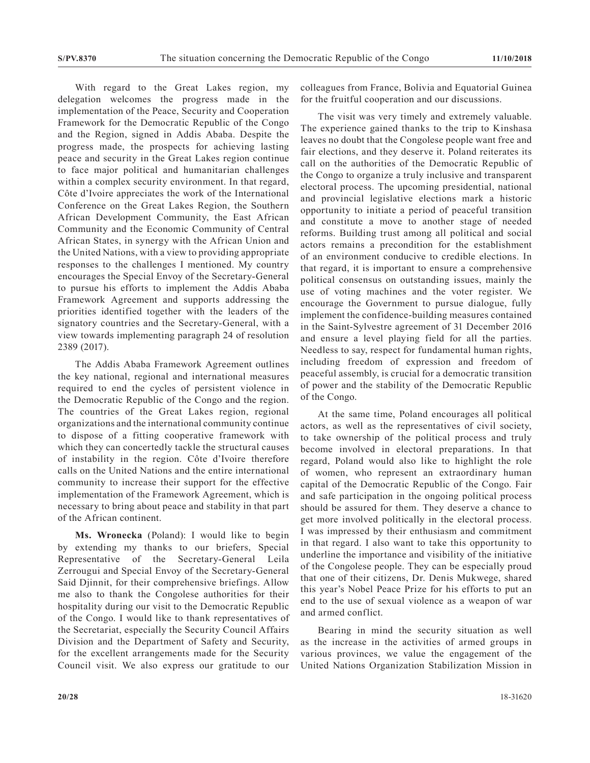With regard to the Great Lakes region, my delegation welcomes the progress made in the implementation of the Peace, Security and Cooperation Framework for the Democratic Republic of the Congo and the Region, signed in Addis Ababa. Despite the progress made, the prospects for achieving lasting peace and security in the Great Lakes region continue to face major political and humanitarian challenges within a complex security environment. In that regard, Côte d'Ivoire appreciates the work of the International Conference on the Great Lakes Region, the Southern African Development Community, the East African Community and the Economic Community of Central African States, in synergy with the African Union and the United Nations, with a view to providing appropriate responses to the challenges I mentioned. My country encourages the Special Envoy of the Secretary-General to pursue his efforts to implement the Addis Ababa Framework Agreement and supports addressing the priorities identified together with the leaders of the signatory countries and the Secretary-General, with a view towards implementing paragraph 24 of resolution 2389 (2017).

The Addis Ababa Framework Agreement outlines the key national, regional and international measures required to end the cycles of persistent violence in the Democratic Republic of the Congo and the region. The countries of the Great Lakes region, regional organizations and the international community continue to dispose of a fitting cooperative framework with which they can concertedly tackle the structural causes of instability in the region. Côte d'Ivoire therefore calls on the United Nations and the entire international community to increase their support for the effective implementation of the Framework Agreement, which is necessary to bring about peace and stability in that part of the African continent.

**Ms. Wronecka** (Poland): I would like to begin by extending my thanks to our briefers, Special Representative of the Secretary-General Leila Zerrougui and Special Envoy of the Secretary-General Said Djinnit, for their comprehensive briefings. Allow me also to thank the Congolese authorities for their hospitality during our visit to the Democratic Republic of the Congo. I would like to thank representatives of the Secretariat, especially the Security Council Affairs Division and the Department of Safety and Security, for the excellent arrangements made for the Security Council visit. We also express our gratitude to our colleagues from France, Bolivia and Equatorial Guinea for the fruitful cooperation and our discussions.

The visit was very timely and extremely valuable. The experience gained thanks to the trip to Kinshasa leaves no doubt that the Congolese people want free and fair elections, and they deserve it. Poland reiterates its call on the authorities of the Democratic Republic of the Congo to organize a truly inclusive and transparent electoral process. The upcoming presidential, national and provincial legislative elections mark a historic opportunity to initiate a period of peaceful transition and constitute a move to another stage of needed reforms. Building trust among all political and social actors remains a precondition for the establishment of an environment conducive to credible elections. In that regard, it is important to ensure a comprehensive political consensus on outstanding issues, mainly the use of voting machines and the voter register. We encourage the Government to pursue dialogue, fully implement the confidence-building measures contained in the Saint-Sylvestre agreement of 31 December 2016 and ensure a level playing field for all the parties. Needless to say, respect for fundamental human rights, including freedom of expression and freedom of peaceful assembly, is crucial for a democratic transition of power and the stability of the Democratic Republic of the Congo.

At the same time, Poland encourages all political actors, as well as the representatives of civil society, to take ownership of the political process and truly become involved in electoral preparations. In that regard, Poland would also like to highlight the role of women, who represent an extraordinary human capital of the Democratic Republic of the Congo. Fair and safe participation in the ongoing political process should be assured for them. They deserve a chance to get more involved politically in the electoral process. I was impressed by their enthusiasm and commitment in that regard. I also want to take this opportunity to underline the importance and visibility of the initiative of the Congolese people. They can be especially proud that one of their citizens, Dr. Denis Mukwege, shared this year's Nobel Peace Prize for his efforts to put an end to the use of sexual violence as a weapon of war and armed conflict.

Bearing in mind the security situation as well as the increase in the activities of armed groups in various provinces, we value the engagement of the United Nations Organization Stabilization Mission in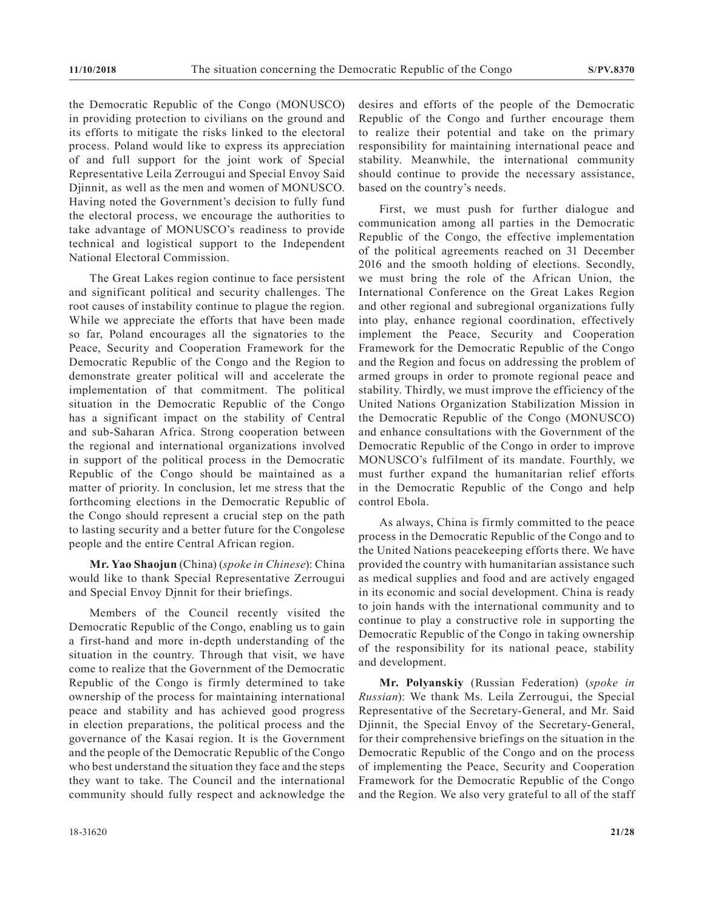the Democratic Republic of the Congo (MONUSCO) in providing protection to civilians on the ground and its efforts to mitigate the risks linked to the electoral process. Poland would like to express its appreciation of and full support for the joint work of Special Representative Leila Zerrougui and Special Envoy Said Djinnit, as well as the men and women of MONUSCO. Having noted the Government's decision to fully fund the electoral process, we encourage the authorities to take advantage of MONUSCO's readiness to provide technical and logistical support to the Independent National Electoral Commission.

The Great Lakes region continue to face persistent and significant political and security challenges. The root causes of instability continue to plague the region. While we appreciate the efforts that have been made so far, Poland encourages all the signatories to the Peace, Security and Cooperation Framework for the Democratic Republic of the Congo and the Region to demonstrate greater political will and accelerate the implementation of that commitment. The political situation in the Democratic Republic of the Congo has a significant impact on the stability of Central and sub-Saharan Africa. Strong cooperation between the regional and international organizations involved in support of the political process in the Democratic Republic of the Congo should be maintained as a matter of priority. In conclusion, let me stress that the forthcoming elections in the Democratic Republic of the Congo should represent a crucial step on the path to lasting security and a better future for the Congolese people and the entire Central African region.

**Mr. Yao Shaojun** (China) (*spoke in Chinese*): China would like to thank Special Representative Zerrougui and Special Envoy Djnnit for their briefings.

Members of the Council recently visited the Democratic Republic of the Congo, enabling us to gain a first-hand and more in-depth understanding of the situation in the country. Through that visit, we have come to realize that the Government of the Democratic Republic of the Congo is firmly determined to take ownership of the process for maintaining international peace and stability and has achieved good progress in election preparations, the political process and the governance of the Kasai region. It is the Government and the people of the Democratic Republic of the Congo who best understand the situation they face and the steps they want to take. The Council and the international community should fully respect and acknowledge the desires and efforts of the people of the Democratic Republic of the Congo and further encourage them to realize their potential and take on the primary responsibility for maintaining international peace and stability. Meanwhile, the international community should continue to provide the necessary assistance, based on the country's needs.

First, we must push for further dialogue and communication among all parties in the Democratic Republic of the Congo, the effective implementation of the political agreements reached on 31 December 2016 and the smooth holding of elections. Secondly, we must bring the role of the African Union, the International Conference on the Great Lakes Region and other regional and subregional organizations fully into play, enhance regional coordination, effectively implement the Peace, Security and Cooperation Framework for the Democratic Republic of the Congo and the Region and focus on addressing the problem of armed groups in order to promote regional peace and stability. Thirdly, we must improve the efficiency of the United Nations Organization Stabilization Mission in the Democratic Republic of the Congo (MONUSCO) and enhance consultations with the Government of the Democratic Republic of the Congo in order to improve MONUSCO's fulfilment of its mandate. Fourthly, we must further expand the humanitarian relief efforts in the Democratic Republic of the Congo and help control Ebola.

As always, China is firmly committed to the peace process in the Democratic Republic of the Congo and to the United Nations peacekeeping efforts there. We have provided the country with humanitarian assistance such as medical supplies and food and are actively engaged in its economic and social development. China is ready to join hands with the international community and to continue to play a constructive role in supporting the Democratic Republic of the Congo in taking ownership of the responsibility for its national peace, stability and development.

**Mr. Polyanskiy** (Russian Federation) (*spoke in Russian*): We thank Ms. Leila Zerrougui, the Special Representative of the Secretary-General, and Mr. Said Djinnit, the Special Envoy of the Secretary-General, for their comprehensive briefings on the situation in the Democratic Republic of the Congo and on the process of implementing the Peace, Security and Cooperation Framework for the Democratic Republic of the Congo and the Region. We also very grateful to all of the staff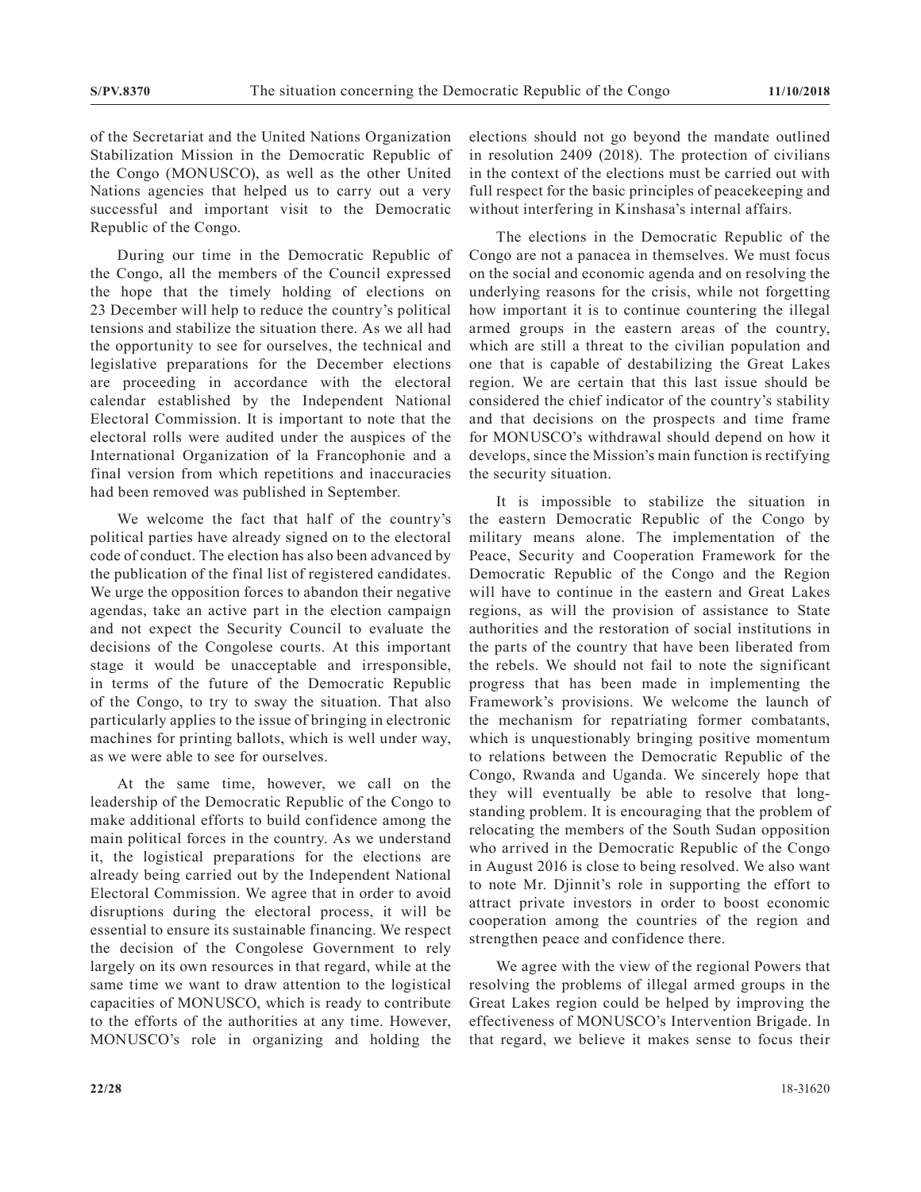of the Secretariat and the United Nations Organization Stabilization Mission in the Democratic Republic of the Congo (MONUSCO), as well as the other United Nations agencies that helped us to carry out a very successful and important visit to the Democratic Republic of the Congo.

During our time in the Democratic Republic of the Congo, all the members of the Council expressed the hope that the timely holding of elections on 23 December will help to reduce the country's political tensions and stabilize the situation there. As we all had the opportunity to see for ourselves, the technical and legislative preparations for the December elections are proceeding in accordance with the electoral calendar established by the Independent National Electoral Commission. It is important to note that the electoral rolls were audited under the auspices of the International Organization of la Francophonie and a final version from which repetitions and inaccuracies had been removed was published in September.

We welcome the fact that half of the country's political parties have already signed on to the electoral code of conduct. The election has also been advanced by the publication of the final list of registered candidates. We urge the opposition forces to abandon their negative agendas, take an active part in the election campaign and not expect the Security Council to evaluate the decisions of the Congolese courts. At this important stage it would be unacceptable and irresponsible, in terms of the future of the Democratic Republic of the Congo, to try to sway the situation. That also particularly applies to the issue of bringing in electronic machines for printing ballots, which is well under way, as we were able to see for ourselves.

At the same time, however, we call on the leadership of the Democratic Republic of the Congo to make additional efforts to build confidence among the main political forces in the country. As we understand it, the logistical preparations for the elections are already being carried out by the Independent National Electoral Commission. We agree that in order to avoid disruptions during the electoral process, it will be essential to ensure its sustainable financing. We respect the decision of the Congolese Government to rely largely on its own resources in that regard, while at the same time we want to draw attention to the logistical capacities of MONUSCO, which is ready to contribute to the efforts of the authorities at any time. However, MONUSCO's role in organizing and holding the elections should not go beyond the mandate outlined in resolution 2409 (2018). The protection of civilians in the context of the elections must be carried out with full respect for the basic principles of peacekeeping and without interfering in Kinshasa's internal affairs.

The elections in the Democratic Republic of the Congo are not a panacea in themselves. We must focus on the social and economic agenda and on resolving the underlying reasons for the crisis, while not forgetting how important it is to continue countering the illegal armed groups in the eastern areas of the country, which are still a threat to the civilian population and one that is capable of destabilizing the Great Lakes region. We are certain that this last issue should be considered the chief indicator of the country's stability and that decisions on the prospects and time frame for MONUSCO's withdrawal should depend on how it develops, since the Mission's main function is rectifying the security situation.

It is impossible to stabilize the situation in the eastern Democratic Republic of the Congo by military means alone. The implementation of the Peace, Security and Cooperation Framework for the Democratic Republic of the Congo and the Region will have to continue in the eastern and Great Lakes regions, as will the provision of assistance to State authorities and the restoration of social institutions in the parts of the country that have been liberated from the rebels. We should not fail to note the significant progress that has been made in implementing the Framework's provisions. We welcome the launch of the mechanism for repatriating former combatants, which is unquestionably bringing positive momentum to relations between the Democratic Republic of the Congo, Rwanda and Uganda. We sincerely hope that they will eventually be able to resolve that long-standing problem. It is encouraging that the problem of relocating the members of the South Sudan opposition who arrived in the Democratic Republic of the Congo in August 2016 is close to being resolved. We also want to note Mr. Djinnit's role in supporting the effort to attract private investors in order to boost economic cooperation among the countries of the region and strengthen peace and confidence there.

We agree with the view of the regional Powers that resolving the problems of illegal armed groups in the Great Lakes region could be helped by improving the effectiveness of MONUSCO's Intervention Brigade. In that regard, we believe it makes sense to focus their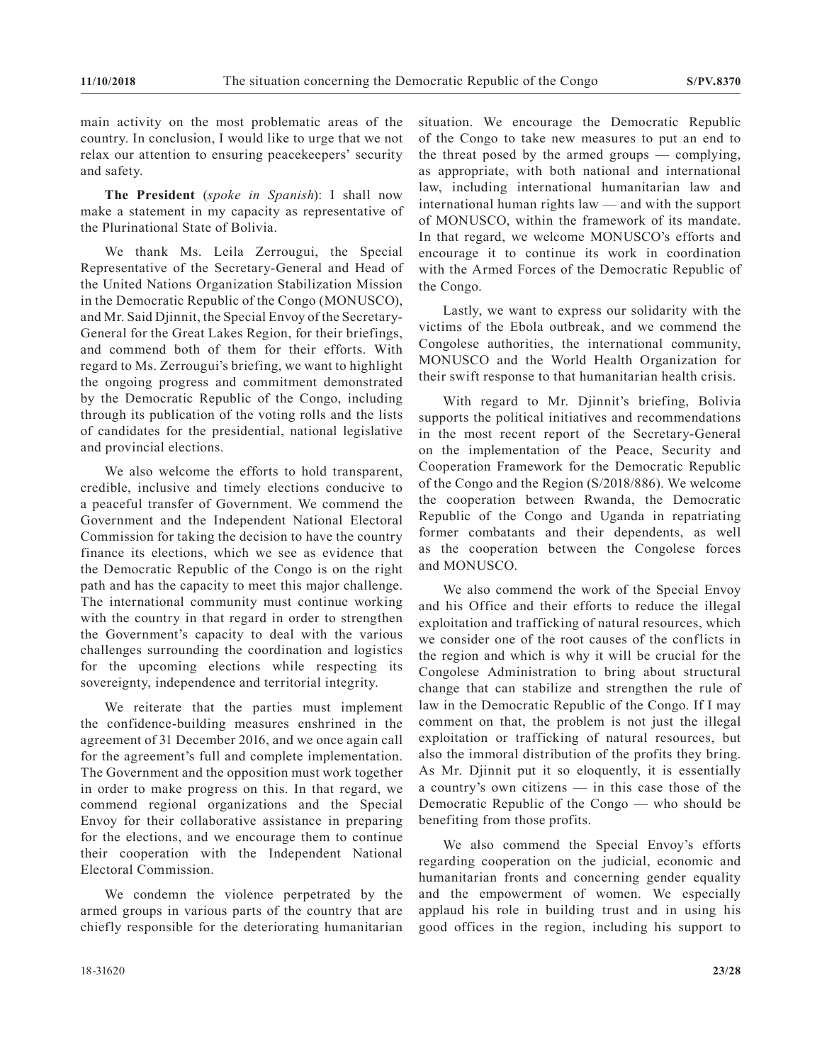main activity on the most problematic areas of the country. In conclusion, I would like to urge that we not relax our attention to ensuring peacekeepers' security and safety.

**The President** (*spoke in Spanish*): I shall now make a statement in my capacity as representative of the Plurinational State of Bolivia.

We thank Ms. Leila Zerrougui, the Special Representative of the Secretary-General and Head of the United Nations Organization Stabilization Mission in the Democratic Republic of the Congo (MONUSCO), and Mr. Said Djinnit, the Special Envoy of the Secretary-General for the Great Lakes Region, for their briefings, and commend both of them for their efforts. With regard to Ms. Zerrougui's briefing, we want to highlight the ongoing progress and commitment demonstrated by the Democratic Republic of the Congo, including through its publication of the voting rolls and the lists of candidates for the presidential, national legislative and provincial elections.

We also welcome the efforts to hold transparent, credible, inclusive and timely elections conducive to a peaceful transfer of Government. We commend the Government and the Independent National Electoral Commission for taking the decision to have the country finance its elections, which we see as evidence that the Democratic Republic of the Congo is on the right path and has the capacity to meet this major challenge. The international community must continue working with the country in that regard in order to strengthen the Government's capacity to deal with the various challenges surrounding the coordination and logistics for the upcoming elections while respecting its sovereignty, independence and territorial integrity.

We reiterate that the parties must implement the confidence-building measures enshrined in the agreement of 31 December 2016, and we once again call for the agreement's full and complete implementation. The Government and the opposition must work together in order to make progress on this. In that regard, we commend regional organizations and the Special Envoy for their collaborative assistance in preparing for the elections, and we encourage them to continue their cooperation with the Independent National Electoral Commission.

We condemn the violence perpetrated by the armed groups in various parts of the country that are chiefly responsible for the deteriorating humanitarian situation. We encourage the Democratic Republic of the Congo to take new measures to put an end to the threat posed by the armed groups — complying, as appropriate, with both national and international law, including international humanitarian law and international human rights law — and with the support of MONUSCO, within the framework of its mandate. In that regard, we welcome MONUSCO's efforts and encourage it to continue its work in coordination with the Armed Forces of the Democratic Republic of the Congo.

Lastly, we want to express our solidarity with the victims of the Ebola outbreak, and we commend the Congolese authorities, the international community, MONUSCO and the World Health Organization for their swift response to that humanitarian health crisis.

With regard to Mr. Djinnit's briefing, Bolivia supports the political initiatives and recommendations in the most recent report of the Secretary-General on the implementation of the Peace, Security and Cooperation Framework for the Democratic Republic of the Congo and the Region (S/2018/886). We welcome the cooperation between Rwanda, the Democratic Republic of the Congo and Uganda in repatriating former combatants and their dependents, as well as the cooperation between the Congolese forces and MONUSCO.

We also commend the work of the Special Envoy and his Office and their efforts to reduce the illegal exploitation and trafficking of natural resources, which we consider one of the root causes of the conflicts in the region and which is why it will be crucial for the Congolese Administration to bring about structural change that can stabilize and strengthen the rule of law in the Democratic Republic of the Congo. If I may comment on that, the problem is not just the illegal exploitation or trafficking of natural resources, but also the immoral distribution of the profits they bring. As Mr. Djinnit put it so eloquently, it is essentially a country's own citizens — in this case those of the Democratic Republic of the Congo — who should be benefiting from those profits.

We also commend the Special Envoy's efforts regarding cooperation on the judicial, economic and humanitarian fronts and concerning gender equality and the empowerment of women. We especially applaud his role in building trust and in using his good offices in the region, including his support to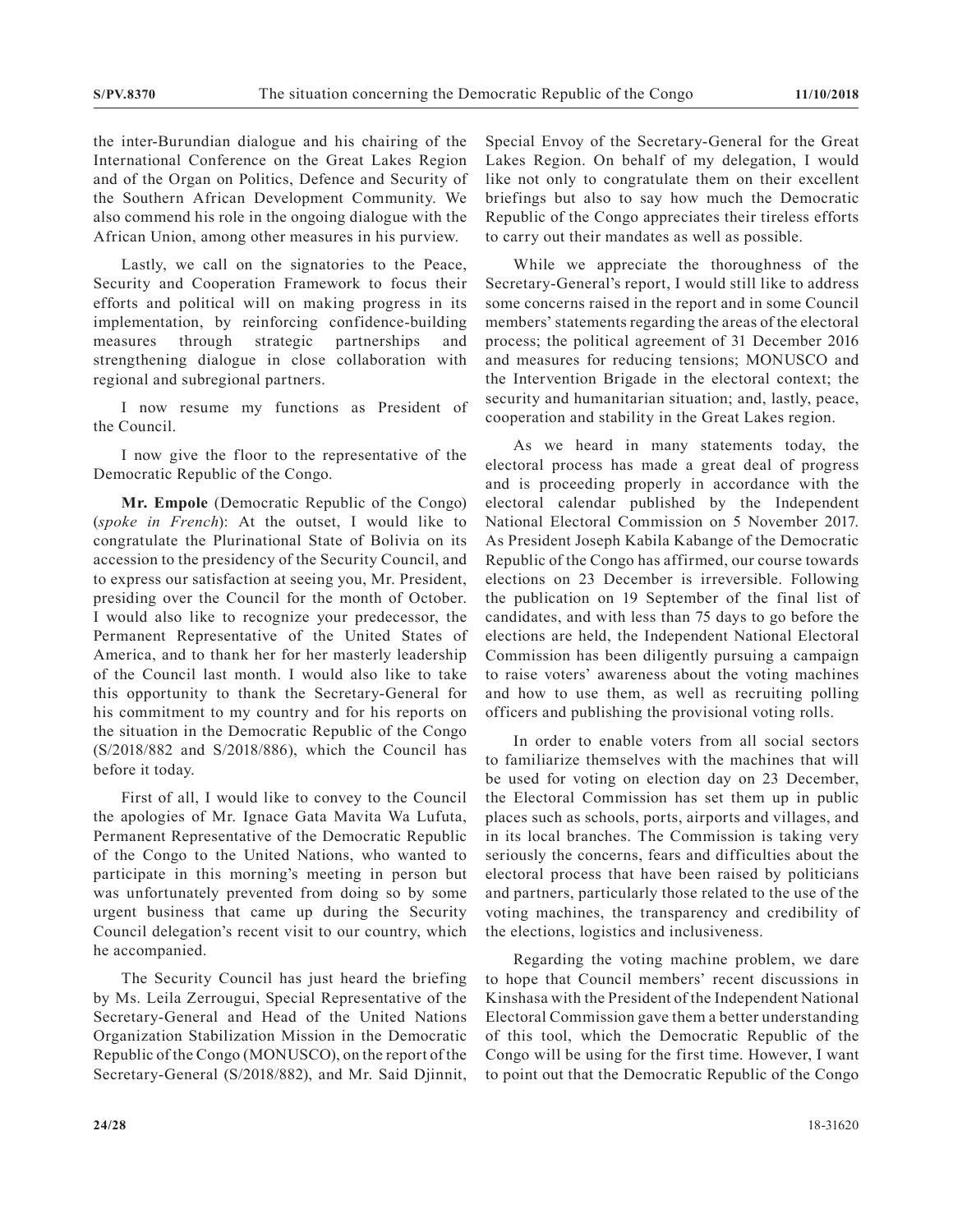the inter-Burundian dialogue and his chairing of the International Conference on the Great Lakes Region and of the Organ on Politics, Defence and Security of the Southern African Development Community. We also commend his role in the ongoing dialogue with the African Union, among other measures in his purview.

Lastly, we call on the signatories to the Peace, Security and Cooperation Framework to focus their efforts and political will on making progress in its implementation, by reinforcing confidence-building measures through strategic partnerships and strengthening dialogue in close collaboration with regional and subregional partners.

I now resume my functions as President of the Council.

I now give the floor to the representative of the Democratic Republic of the Congo.

**Mr. Empole** (Democratic Republic of the Congo) (*spoke in French*): At the outset, I would like to congratulate the Plurinational State of Bolivia on its accession to the presidency of the Security Council, and to express our satisfaction at seeing you, Mr. President, presiding over the Council for the month of October. I would also like to recognize your predecessor, the Permanent Representative of the United States of America, and to thank her for her masterly leadership of the Council last month. I would also like to take this opportunity to thank the Secretary-General for his commitment to my country and for his reports on the situation in the Democratic Republic of the Congo (S/2018/882 and S/2018/886), which the Council has before it today.

First of all, I would like to convey to the Council the apologies of Mr. Ignace Gata Mavita Wa Lufuta, Permanent Representative of the Democratic Republic of the Congo to the United Nations, who wanted to participate in this morning's meeting in person but was unfortunately prevented from doing so by some urgent business that came up during the Security Council delegation's recent visit to our country, which he accompanied.

The Security Council has just heard the briefing by Ms. Leila Zerrougui, Special Representative of the Secretary-General and Head of the United Nations Organization Stabilization Mission in the Democratic Republic of the Congo (MONUSCO), on the report of the Secretary-General (S/2018/882), and Mr. Said Djinnit, Special Envoy of the Secretary-General for the Great Lakes Region. On behalf of my delegation, I would like not only to congratulate them on their excellent briefings but also to say how much the Democratic Republic of the Congo appreciates their tireless efforts to carry out their mandates as well as possible.

While we appreciate the thoroughness of the Secretary-General's report, I would still like to address some concerns raised in the report and in some Council members' statements regarding the areas of the electoral process; the political agreement of 31 December 2016 and measures for reducing tensions; MONUSCO and the Intervention Brigade in the electoral context; the security and humanitarian situation; and, lastly, peace, cooperation and stability in the Great Lakes region.

As we heard in many statements today, the electoral process has made a great deal of progress and is proceeding properly in accordance with the electoral calendar published by the Independent National Electoral Commission on 5 November 2017. As President Joseph Kabila Kabange of the Democratic Republic of the Congo has affirmed, our course towards elections on 23 December is irreversible. Following the publication on 19 September of the final list of candidates, and with less than 75 days to go before the elections are held, the Independent National Electoral Commission has been diligently pursuing a campaign to raise voters' awareness about the voting machines and how to use them, as well as recruiting polling officers and publishing the provisional voting rolls.

In order to enable voters from all social sectors to familiarize themselves with the machines that will be used for voting on election day on 23 December, the Electoral Commission has set them up in public places such as schools, ports, airports and villages, and in its local branches. The Commission is taking very seriously the concerns, fears and difficulties about the electoral process that have been raised by politicians and partners, particularly those related to the use of the voting machines, the transparency and credibility of the elections, logistics and inclusiveness.

Regarding the voting machine problem, we dare to hope that Council members' recent discussions in Kinshasa with the President of the Independent National Electoral Commission gave them a better understanding of this tool, which the Democratic Republic of the Congo will be using for the first time. However, I want to point out that the Democratic Republic of the Congo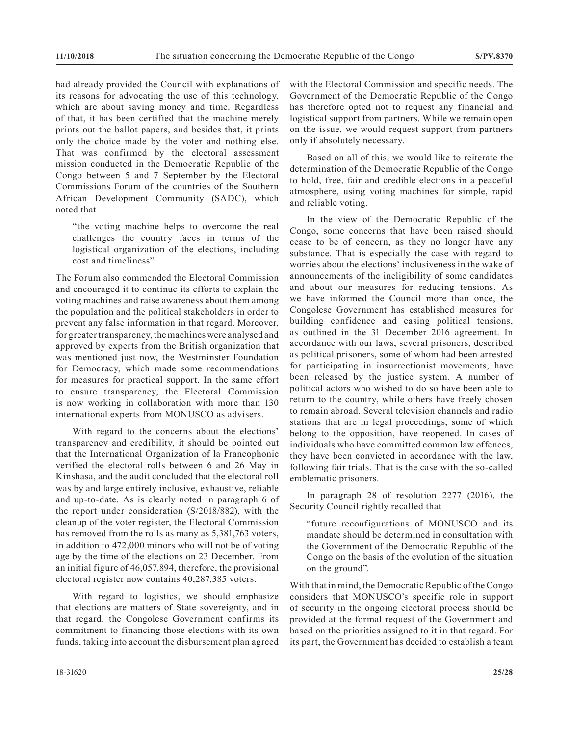had already provided the Council with explanations of its reasons for advocating the use of this technology, which are about saving money and time. Regardless of that, it has been certified that the machine merely prints out the ballot papers, and besides that, it prints only the choice made by the voter and nothing else. That was confirmed by the electoral assessment mission conducted in the Democratic Republic of the Congo between 5 and 7 September by the Electoral Commissions Forum of the countries of the Southern African Development Community (SADC), which noted that

> "the voting machine helps to overcome the real challenges the country faces in terms of the logistical organization of the elections, including cost and timeliness".

The Forum also commended the Electoral Commission and encouraged it to continue its efforts to explain the voting machines and raise awareness about them among the population and the political stakeholders in order to prevent any false information in that regard. Moreover, for greater transparency, the machines were analysed and approved by experts from the British organization that was mentioned just now, the Westminster Foundation for Democracy, which made some recommendations for measures for practical support. In the same effort to ensure transparency, the Electoral Commission is now working in collaboration with more than 130 international experts from MONUSCO as advisers.

With regard to the concerns about the elections' transparency and credibility, it should be pointed out that the International Organization of la Francophonie verified the electoral rolls between 6 and 26 May in Kinshasa, and the audit concluded that the electoral roll was by and large entirely inclusive, exhaustive, reliable and up-to-date. As is clearly noted in paragraph 6 of the report under consideration (S/2018/882), with the cleanup of the voter register, the Electoral Commission has removed from the rolls as many as 5,381,763 voters, in addition to 472,000 minors who will not be of voting age by the time of the elections on 23 December. From an initial figure of 46,057,894, therefore, the provisional electoral register now contains 40,287,385 voters.

With regard to logistics, we should emphasize that elections are matters of State sovereignty, and in that regard, the Congolese Government confirms its commitment to financing those elections with its own funds, taking into account the disbursement plan agreed with the Electoral Commission and specific needs. The Government of the Democratic Republic of the Congo has therefore opted not to request any financial and logistical support from partners. While we remain open on the issue, we would request support from partners only if absolutely necessary.

Based on all of this, we would like to reiterate the determination of the Democratic Republic of the Congo to hold, free, fair and credible elections in a peaceful atmosphere, using voting machines for simple, rapid and reliable voting.

In the view of the Democratic Republic of the Congo, some concerns that have been raised should cease to be of concern, as they no longer have any substance. That is especially the case with regard to worries about the elections' inclusiveness in the wake of announcements of the ineligibility of some candidates and about our measures for reducing tensions. As we have informed the Council more than once, the Congolese Government has established measures for building confidence and easing political tensions, as outlined in the 31 December 2016 agreement. In accordance with our laws, several prisoners, described as political prisoners, some of whom had been arrested for participating in insurrectionist movements, have been released by the justice system. A number of political actors who wished to do so have been able to return to the country, while others have freely chosen to remain abroad. Several television channels and radio stations that are in legal proceedings, some of which belong to the opposition, have reopened. In cases of individuals who have committed common law offences, they have been convicted in accordance with the law, following fair trials. That is the case with the so-called emblematic prisoners.

In paragraph 28 of resolution 2277 (2016), the Security Council rightly recalled that

> "future reconfigurations of MONUSCO and its mandate should be determined in consultation with the Government of the Democratic Republic of the Congo on the basis of the evolution of the situation on the ground".

With that in mind, the Democratic Republic of the Congo considers that MONUSCO's specific role in support of security in the ongoing electoral process should be provided at the formal request of the Government and based on the priorities assigned to it in that regard. For its part, the Government has decided to establish a team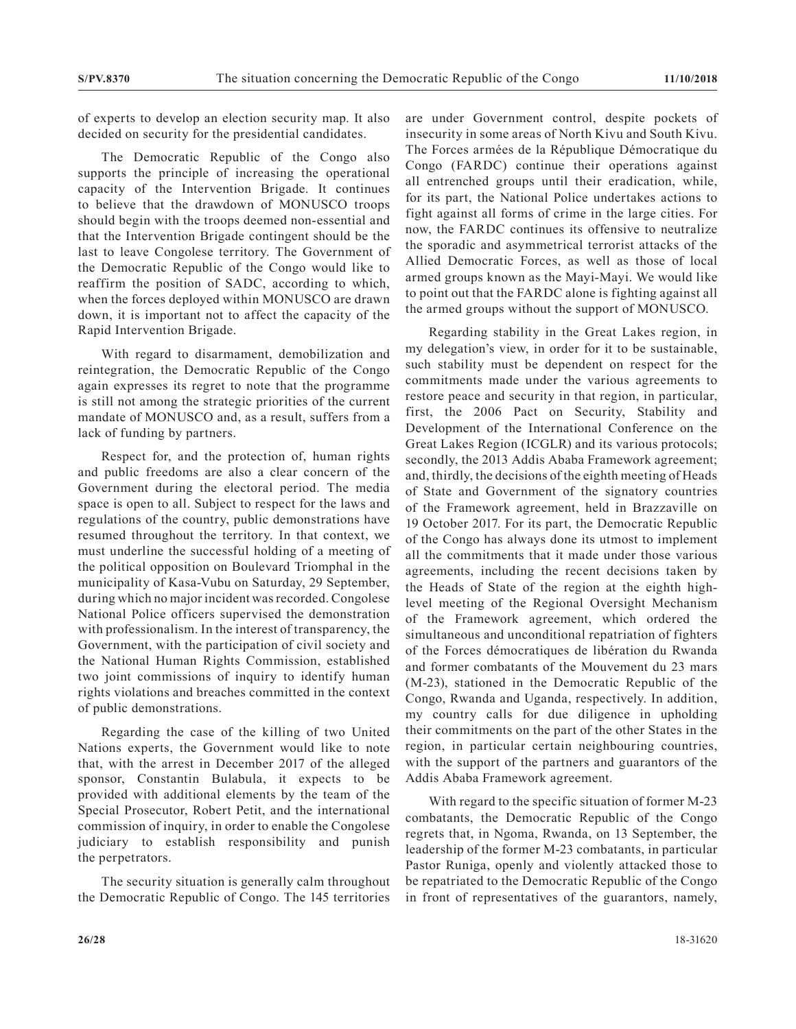of experts to develop an election security map. It also decided on security for the presidential candidates.

The Democratic Republic of the Congo also supports the principle of increasing the operational capacity of the Intervention Brigade. It continues to believe that the drawdown of MONUSCO troops should begin with the troops deemed non-essential and that the Intervention Brigade contingent should be the last to leave Congolese territory. The Government of the Democratic Republic of the Congo would like to reaffirm the position of SADC, according to which, when the forces deployed within MONUSCO are drawn down, it is important not to affect the capacity of the Rapid Intervention Brigade.

With regard to disarmament, demobilization and reintegration, the Democratic Republic of the Congo again expresses its regret to note that the programme is still not among the strategic priorities of the current mandate of MONUSCO and, as a result, suffers from a lack of funding by partners.

Respect for, and the protection of, human rights and public freedoms are also a clear concern of the Government during the electoral period. The media space is open to all. Subject to respect for the laws and regulations of the country, public demonstrations have resumed throughout the territory. In that context, we must underline the successful holding of a meeting of the political opposition on Boulevard Triomphal in the municipality of Kasa-Vubu on Saturday, 29 September, during which no major incident was recorded. Congolese National Police officers supervised the demonstration with professionalism. In the interest of transparency, the Government, with the participation of civil society and the National Human Rights Commission, established two joint commissions of inquiry to identify human rights violations and breaches committed in the context of public demonstrations.

Regarding the case of the killing of two United Nations experts, the Government would like to note that, with the arrest in December 2017 of the alleged sponsor, Constantin Bulabula, it expects to be provided with additional elements by the team of the Special Prosecutor, Robert Petit, and the international commission of inquiry, in order to enable the Congolese judiciary to establish responsibility and punish the perpetrators.

The security situation is generally calm throughout the Democratic Republic of Congo. The 145 territories are under Government control, despite pockets of insecurity in some areas of North Kivu and South Kivu. The Forces armées de la République Démocratique du Congo (FARDC) continue their operations against all entrenched groups until their eradication, while, for its part, the National Police undertakes actions to fight against all forms of crime in the large cities. For now, the FARDC continues its offensive to neutralize the sporadic and asymmetrical terrorist attacks of the Allied Democratic Forces, as well as those of local armed groups known as the Mayi-Mayi. We would like to point out that the FARDC alone is fighting against all the armed groups without the support of MONUSCO.

Regarding stability in the Great Lakes region, in my delegation's view, in order for it to be sustainable, such stability must be dependent on respect for the commitments made under the various agreements to restore peace and security in that region, in particular, first, the 2006 Pact on Security, Stability and Development of the International Conference on the Great Lakes Region (ICGLR) and its various protocols; secondly, the 2013 Addis Ababa Framework agreement; and, thirdly, the decisions of the eighth meeting of Heads of State and Government of the signatory countries of the Framework agreement, held in Brazzaville on 19 October 2017. For its part, the Democratic Republic of the Congo has always done its utmost to implement all the commitments that it made under those various agreements, including the recent decisions taken by the Heads of State of the region at the eighth high-level meeting of the Regional Oversight Mechanism of the Framework agreement, which ordered the simultaneous and unconditional repatriation of fighters of the Forces démocratiques de libération du Rwanda and former combatants of the Mouvement du 23 mars (M-23), stationed in the Democratic Republic of the Congo, Rwanda and Uganda, respectively. In addition, my country calls for due diligence in upholding their commitments on the part of the other States in the region, in particular certain neighbouring countries, with the support of the partners and guarantors of the Addis Ababa Framework agreement.

With regard to the specific situation of former M-23 combatants, the Democratic Republic of the Congo regrets that, in Ngoma, Rwanda, on 13 September, the leadership of the former M-23 combatants, in particular Pastor Runiga, openly and violently attacked those to be repatriated to the Democratic Republic of the Congo in front of representatives of the guarantors, namely,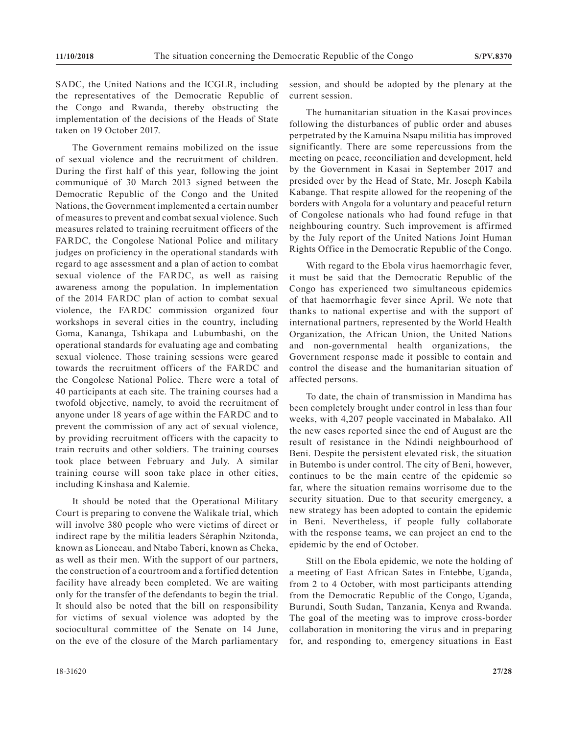SADC, the United Nations and the ICGLR, including the representatives of the Democratic Republic of the Congo and Rwanda, thereby obstructing the implementation of the decisions of the Heads of State taken on 19 October 2017.

The Government remains mobilized on the issue of sexual violence and the recruitment of children. During the first half of this year, following the joint communiqué of 30 March 2013 signed between the Democratic Republic of the Congo and the United Nations, the Government implemented a certain number of measures to prevent and combat sexual violence. Such measures related to training recruitment officers of the FARDC, the Congolese National Police and military judges on proficiency in the operational standards with regard to age assessment and a plan of action to combat sexual violence of the FARDC, as well as raising awareness among the population. In implementation of the 2014 FARDC plan of action to combat sexual violence, the FARDC commission organized four workshops in several cities in the country, including Goma, Kananga, Tshikapa and Lubumbashi, on the operational standards for evaluating age and combating sexual violence. Those training sessions were geared towards the recruitment officers of the FARDC and the Congolese National Police. There were a total of 40 participants at each site. The training courses had a twofold objective, namely, to avoid the recruitment of anyone under 18 years of age within the FARDC and to prevent the commission of any act of sexual violence, by providing recruitment officers with the capacity to train recruits and other soldiers. The training courses took place between February and July. A similar training course will soon take place in other cities, including Kinshasa and Kalemie.

It should be noted that the Operational Military Court is preparing to convene the Walikale trial, which will involve 380 people who were victims of direct or indirect rape by the militia leaders Séraphin Nzitonda, known as Lionceau, and Ntabo Taberi, known as Cheka, as well as their men. With the support of our partners, the construction of a courtroom and a fortified detention facility have already been completed. We are waiting only for the transfer of the defendants to begin the trial. It should also be noted that the bill on responsibility for victims of sexual violence was adopted by the sociocultural committee of the Senate on 14 June, on the eve of the closure of the March parliamentary session, and should be adopted by the plenary at the current session.

The humanitarian situation in the Kasai provinces following the disturbances of public order and abuses perpetrated by the Kamuina Nsapu militia has improved significantly. There are some repercussions from the meeting on peace, reconciliation and development, held by the Government in Kasai in September 2017 and presided over by the Head of State, Mr. Joseph Kabila Kabange. That respite allowed for the reopening of the borders with Angola for a voluntary and peaceful return of Congolese nationals who had found refuge in that neighbouring country. Such improvement is affirmed by the July report of the United Nations Joint Human Rights Office in the Democratic Republic of the Congo.

With regard to the Ebola virus haemorrhagic fever, it must be said that the Democratic Republic of the Congo has experienced two simultaneous epidemics of that haemorrhagic fever since April. We note that thanks to national expertise and with the support of international partners, represented by the World Health Organization, the African Union, the United Nations and non-governmental health organizations, the Government response made it possible to contain and control the disease and the humanitarian situation of affected persons.

To date, the chain of transmission in Mandima has been completely brought under control in less than four weeks, with 4,207 people vaccinated in Mabalako. All the new cases reported since the end of August are the result of resistance in the Ndindi neighbourhood of Beni. Despite the persistent elevated risk, the situation in Butembo is under control. The city of Beni, however, continues to be the main centre of the epidemic so far, where the situation remains worrisome due to the security situation. Due to that security emergency, a new strategy has been adopted to contain the epidemic in Beni. Nevertheless, if people fully collaborate with the response teams, we can project an end to the epidemic by the end of October.

Still on the Ebola epidemic, we note the holding of a meeting of East African Sates in Entebbe, Uganda, from 2 to 4 October, with most participants attending from the Democratic Republic of the Congo, Uganda, Burundi, South Sudan, Tanzania, Kenya and Rwanda. The goal of the meeting was to improve cross-border collaboration in monitoring the virus and in preparing for, and responding to, emergency situations in East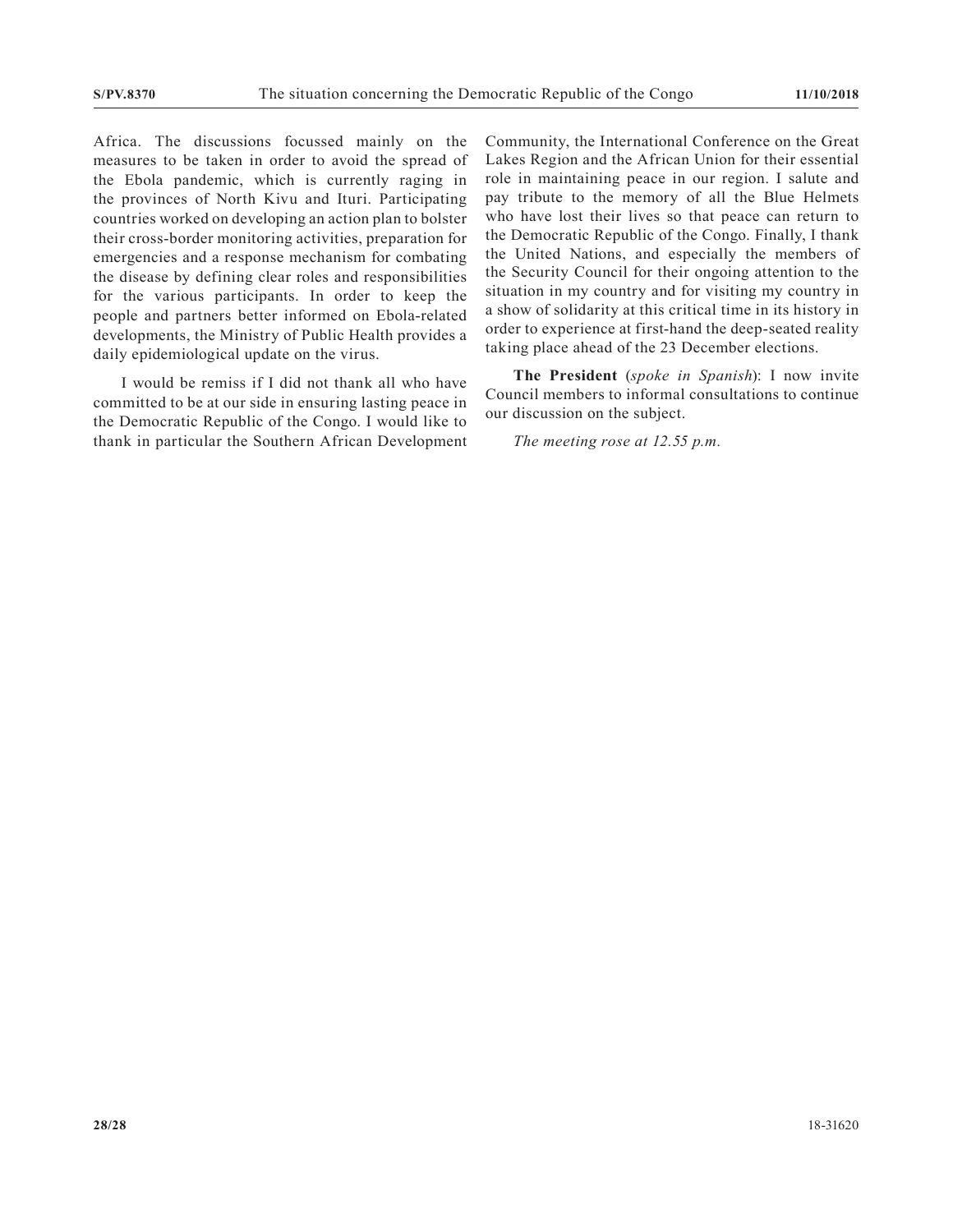Africa. The discussions focussed mainly on the measures to be taken in order to avoid the spread of the Ebola pandemic, which is currently raging in the provinces of North Kivu and Ituri. Participating countries worked on developing an action plan to bolster their cross-border monitoring activities, preparation for emergencies and a response mechanism for combating the disease by defining clear roles and responsibilities for the various participants. In order to keep the people and partners better informed on Ebola-related developments, the Ministry of Public Health provides a daily epidemiological update on the virus.

I would be remiss if I did not thank all who have committed to be at our side in ensuring lasting peace in the Democratic Republic of the Congo. I would like to thank in particular the Southern African Development Community, the International Conference on the Great Lakes Region and the African Union for their essential role in maintaining peace in our region. I salute and pay tribute to the memory of all the Blue Helmets who have lost their lives so that peace can return to the Democratic Republic of the Congo. Finally, I thank the United Nations, and especially the members of the Security Council for their ongoing attention to the situation in my country and for visiting my country in a show of solidarity at this critical time in its history in order to experience at first-hand the deep-seated reality taking place ahead of the 23 December elections.

**The President** (*spoke in Spanish*): I now invite Council members to informal consultations to continue our discussion on the subject.

*The meeting rose at 12.55 p.m.*